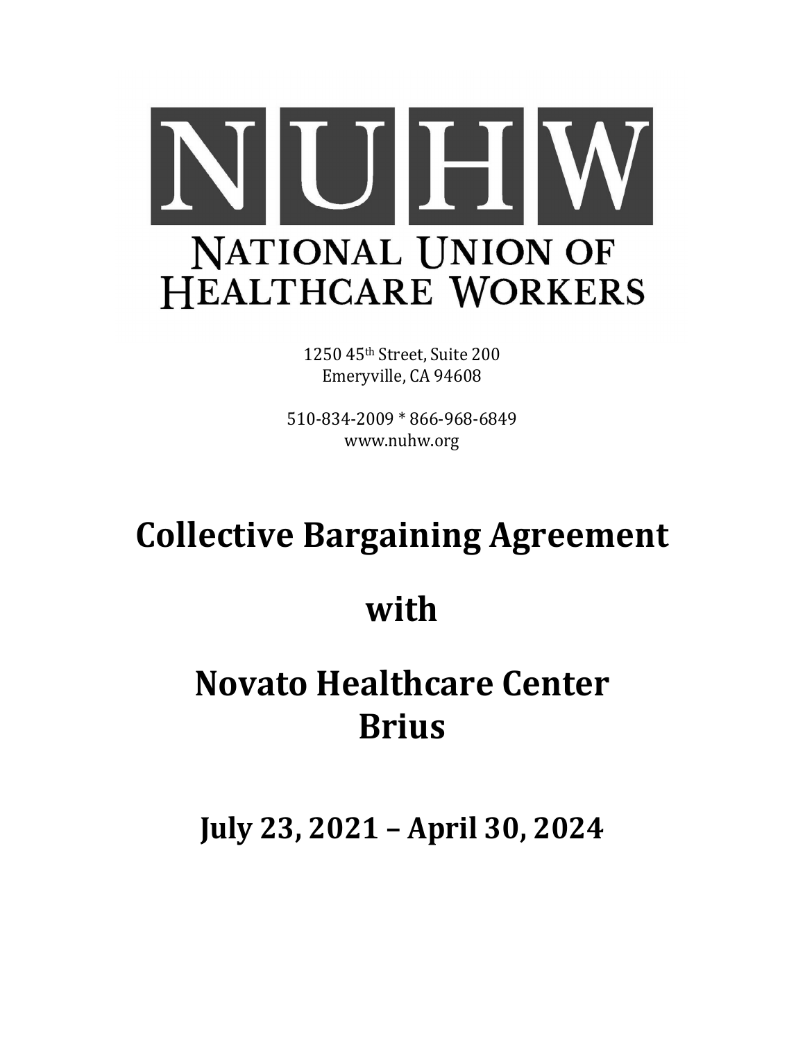# NUHW

NATIONAL UNION OF HEALTHCARE WORKERS

1250 45th Street, Suite 200
Emeryville, CA 94608

510-834-2009 * 866-968-6849
www.nuhw.org

# Collective Bargaining Agreement

# with

# Novato Healthcare Center Brius

## July 23, 2021 – April 30, 2024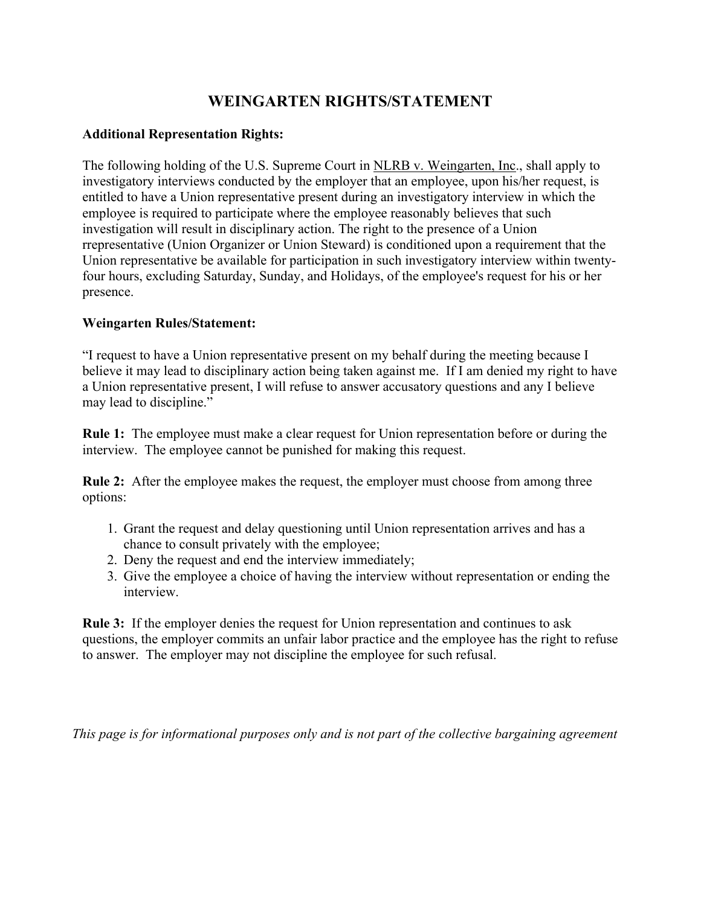# WEINGARTEN RIGHTS/STATEMENT

**Additional Representation Rights:**

The following holding of the U.S. Supreme Court in NLRB v. Weingarten, Inc., shall apply to investigatory interviews conducted by the employer that an employee, upon his/her request, is entitled to have a Union representative present during an investigatory interview in which the employee is required to participate where the employee reasonably believes that such investigation will result in disciplinary action. The right to the presence of a Union rrepresentative (Union Organizer or Union Steward) is conditioned upon a requirement that the Union representative be available for participation in such investigatory interview within twenty-four hours, excluding Saturday, Sunday, and Holidays, of the employee's request for his or her presence.

**Weingarten Rules/Statement:**

"I request to have a Union representative present on my behalf during the meeting because I believe it may lead to disciplinary action being taken against me. If I am denied my right to have a Union representative present, I will refuse to answer accusatory questions and any I believe may lead to discipline."

**Rule 1:** The employee must make a clear request for Union representation before or during the interview. The employee cannot be punished for making this request.

**Rule 2:** After the employee makes the request, the employer must choose from among three options:

1. Grant the request and delay questioning until Union representation arrives and has a chance to consult privately with the employee;
2. Deny the request and end the interview immediately;
3. Give the employee a choice of having the interview without representation or ending the interview.

**Rule 3:** If the employer denies the request for Union representation and continues to ask questions, the employer commits an unfair labor practice and the employee has the right to refuse to answer. The employer may not discipline the employee for such refusal.

*This page is for informational purposes only and is not part of the collective bargaining agreement*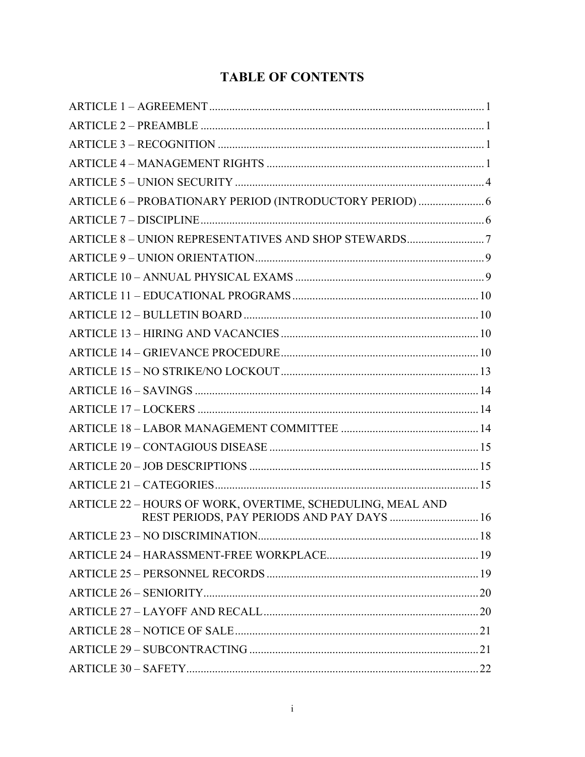# TABLE OF CONTENTS

| | |
|---|---|
| ARTICLE 1 – AGREEMENT | 1 |
| ARTICLE 2 – PREAMBLE | 1 |
| ARTICLE 3 – RECOGNITION | 1 |
| ARTICLE 4 – MANAGEMENT RIGHTS | 1 |
| ARTICLE 5 – UNION SECURITY | 4 |
| ARTICLE 6 – PROBATIONARY PERIOD (INTRODUCTORY PERIOD) | 6 |
| ARTICLE 7 – DISCIPLINE | 6 |
| ARTICLE 8 – UNION REPRESENTATIVES AND SHOP STEWARDS | 7 |
| ARTICLE 9 – UNION ORIENTATION | 9 |
| ARTICLE 10 – ANNUAL PHYSICAL EXAMS | 9 |
| ARTICLE 11 – EDUCATIONAL PROGRAMS | 10 |
| ARTICLE 12 – BULLETIN BOARD | 10 |
| ARTICLE 13 – HIRING AND VACANCIES | 10 |
| ARTICLE 14 – GRIEVANCE PROCEDURE | 10 |
| ARTICLE 15 – NO STRIKE/NO LOCKOUT | 13 |
| ARTICLE 16 – SAVINGS | 14 |
| ARTICLE 17 – LOCKERS | 14 |
| ARTICLE 18 – LABOR MANAGEMENT COMMITTEE | 14 |
| ARTICLE 19 – CONTAGIOUS DISEASE | 15 |
| ARTICLE 20 – JOB DESCRIPTIONS | 15 |
| ARTICLE 21 – CATEGORIES | 15 |
| ARTICLE 22 – HOURS OF WORK, OVERTIME, SCHEDULING, MEAL AND REST PERIODS, PAY PERIODS AND PAY DAYS | 16 |
| ARTICLE 23 – NO DISCRIMINATION | 18 |
| ARTICLE 24 – HARASSMENT-FREE WORKPLACE | 19 |
| ARTICLE 25 – PERSONNEL RECORDS | 19 |
| ARTICLE 26 – SENIORITY | 20 |
| ARTICLE 27 – LAYOFF AND RECALL | 20 |
| ARTICLE 28 – NOTICE OF SALE | 21 |
| ARTICLE 29 – SUBCONTRACTING | 21 |
| ARTICLE 30 – SAFETY | 22 |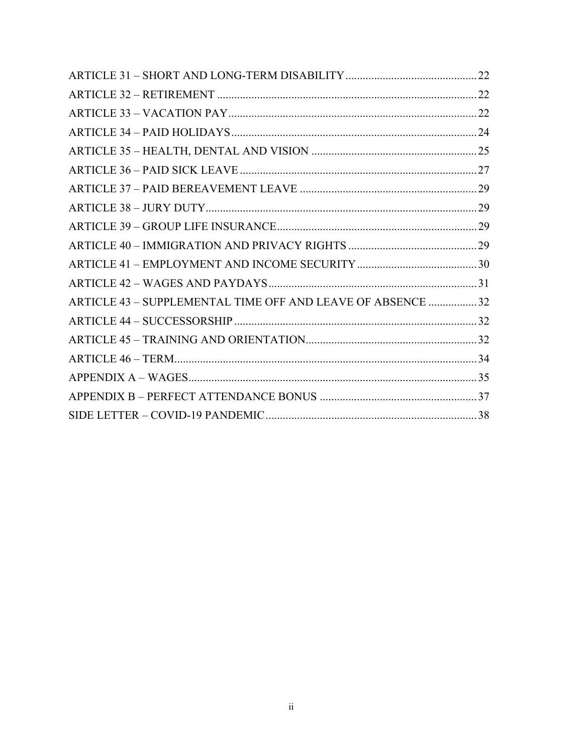ARTICLE 31 – SHORT AND LONG-TERM DISABILITY .......... 22
ARTICLE 32 – RETIREMENT .......... 22
ARTICLE 33 – VACATION PAY .......... 22
ARTICLE 34 – PAID HOLIDAYS .......... 24
ARTICLE 35 – HEALTH, DENTAL AND VISION .......... 25
ARTICLE 36 – PAID SICK LEAVE .......... 27
ARTICLE 37 – PAID BEREAVEMENT LEAVE .......... 29
ARTICLE 38 – JURY DUTY .......... 29
ARTICLE 39 – GROUP LIFE INSURANCE .......... 29
ARTICLE 40 – IMMIGRATION AND PRIVACY RIGHTS .......... 29
ARTICLE 41 – EMPLOYMENT AND INCOME SECURITY .......... 30
ARTICLE 42 – WAGES AND PAYDAYS .......... 31
ARTICLE 43 – SUPPLEMENTAL TIME OFF AND LEAVE OF ABSENCE .......... 32
ARTICLE 44 – SUCCESSORSHIP .......... 32
ARTICLE 45 – TRAINING AND ORIENTATION .......... 32
ARTICLE 46 – TERM .......... 34
APPENDIX A – WAGES .......... 35
APPENDIX B – PERFECT ATTENDANCE BONUS .......... 37
SIDE LETTER – COVID-19 PANDEMIC .......... 38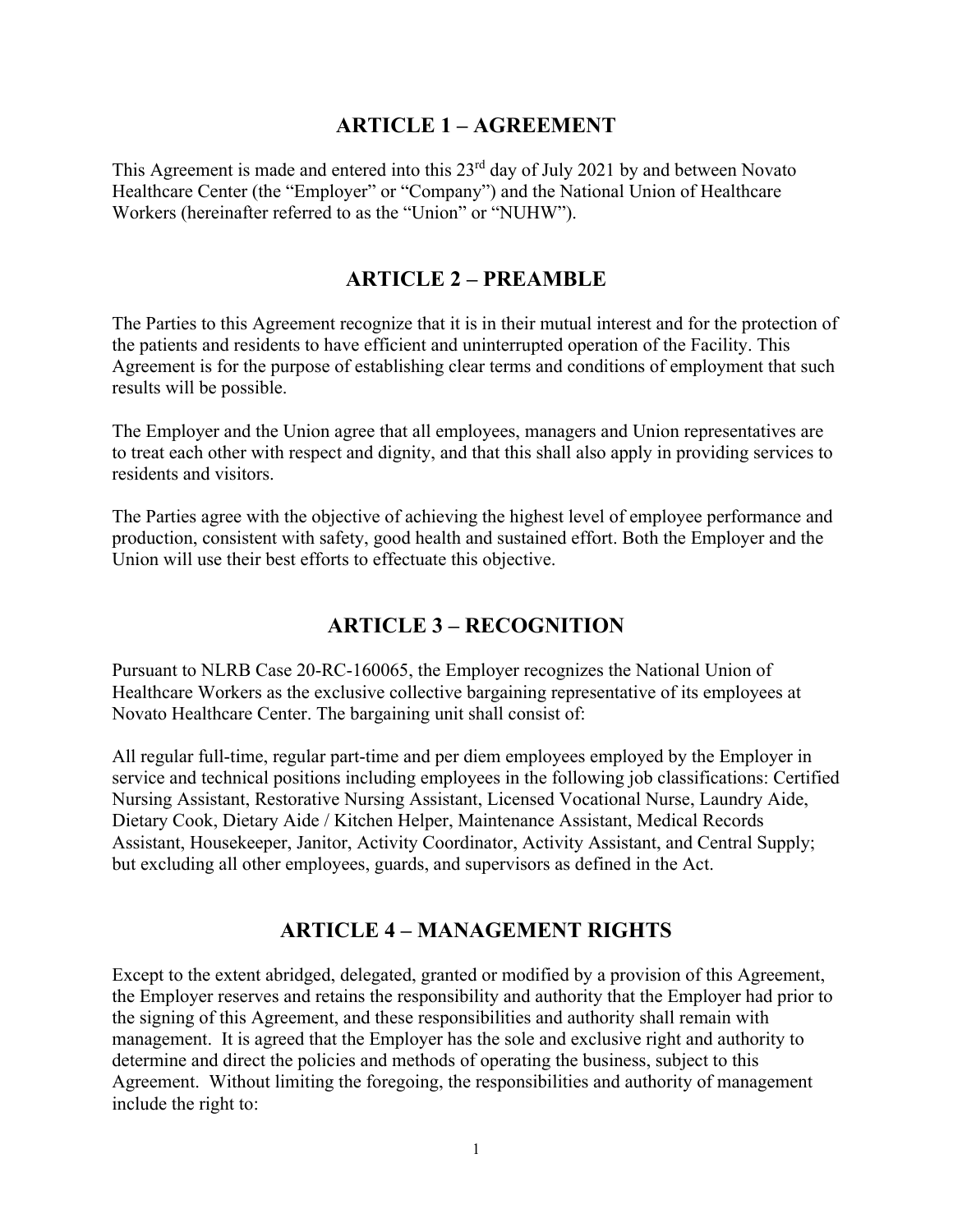## ARTICLE 1 – AGREEMENT

This Agreement is made and entered into this 23rd day of July 2021 by and between Novato Healthcare Center (the "Employer" or "Company") and the National Union of Healthcare Workers (hereinafter referred to as the "Union" or "NUHW").

## ARTICLE 2 – PREAMBLE

The Parties to this Agreement recognize that it is in their mutual interest and for the protection of the patients and residents to have efficient and uninterrupted operation of the Facility. This Agreement is for the purpose of establishing clear terms and conditions of employment that such results will be possible.

The Employer and the Union agree that all employees, managers and Union representatives are to treat each other with respect and dignity, and that this shall also apply in providing services to residents and visitors.

The Parties agree with the objective of achieving the highest level of employee performance and production, consistent with safety, good health and sustained effort. Both the Employer and the Union will use their best efforts to effectuate this objective.

## ARTICLE 3 – RECOGNITION

Pursuant to NLRB Case 20-RC-160065, the Employer recognizes the National Union of Healthcare Workers as the exclusive collective bargaining representative of its employees at Novato Healthcare Center. The bargaining unit shall consist of:

All regular full-time, regular part-time and per diem employees employed by the Employer in service and technical positions including employees in the following job classifications: Certified Nursing Assistant, Restorative Nursing Assistant, Licensed Vocational Nurse, Laundry Aide, Dietary Cook, Dietary Aide / Kitchen Helper, Maintenance Assistant, Medical Records Assistant, Housekeeper, Janitor, Activity Coordinator, Activity Assistant, and Central Supply; but excluding all other employees, guards, and supervisors as defined in the Act.

## ARTICLE 4 – MANAGEMENT RIGHTS

Except to the extent abridged, delegated, granted or modified by a provision of this Agreement, the Employer reserves and retains the responsibility and authority that the Employer had prior to the signing of this Agreement, and these responsibilities and authority shall remain with management. It is agreed that the Employer has the sole and exclusive right and authority to determine and direct the policies and methods of operating the business, subject to this Agreement. Without limiting the foregoing, the responsibilities and authority of management include the right to: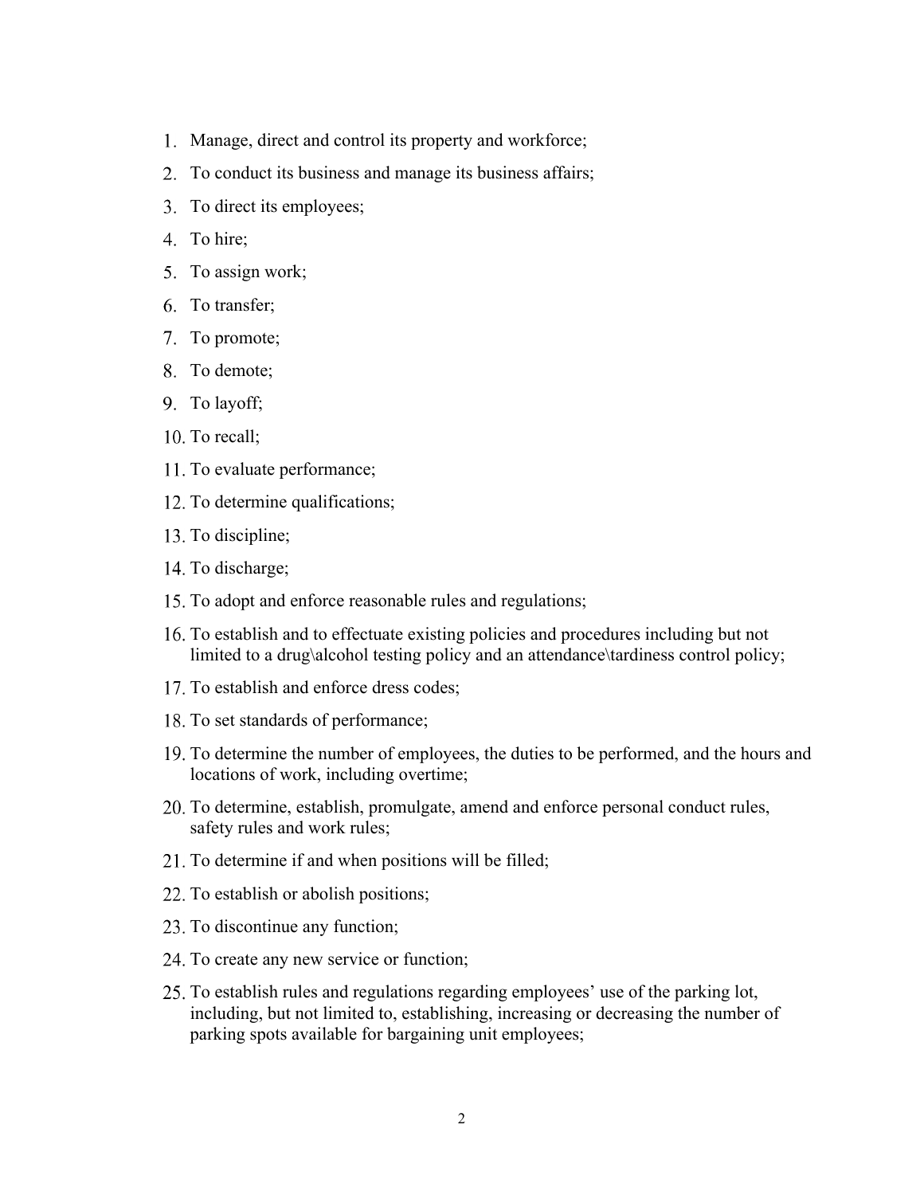1. Manage, direct and control its property and workforce;
2. To conduct its business and manage its business affairs;
3. To direct its employees;
4. To hire;
5. To assign work;
6. To transfer;
7. To promote;
8. To demote;
9. To layoff;
10. To recall;
11. To evaluate performance;
12. To determine qualifications;
13. To discipline;
14. To discharge;
15. To adopt and enforce reasonable rules and regulations;
16. To establish and to effectuate existing policies and procedures including but not limited to a drug\alcohol testing policy and an attendance\tardiness control policy;
17. To establish and enforce dress codes;
18. To set standards of performance;
19. To determine the number of employees, the duties to be performed, and the hours and locations of work, including overtime;
20. To determine, establish, promulgate, amend and enforce personal conduct rules, safety rules and work rules;
21. To determine if and when positions will be filled;
22. To establish or abolish positions;
23. To discontinue any function;
24. To create any new service or function;
25. To establish rules and regulations regarding employees' use of the parking lot, including, but not limited to, establishing, increasing or decreasing the number of parking spots available for bargaining unit employees;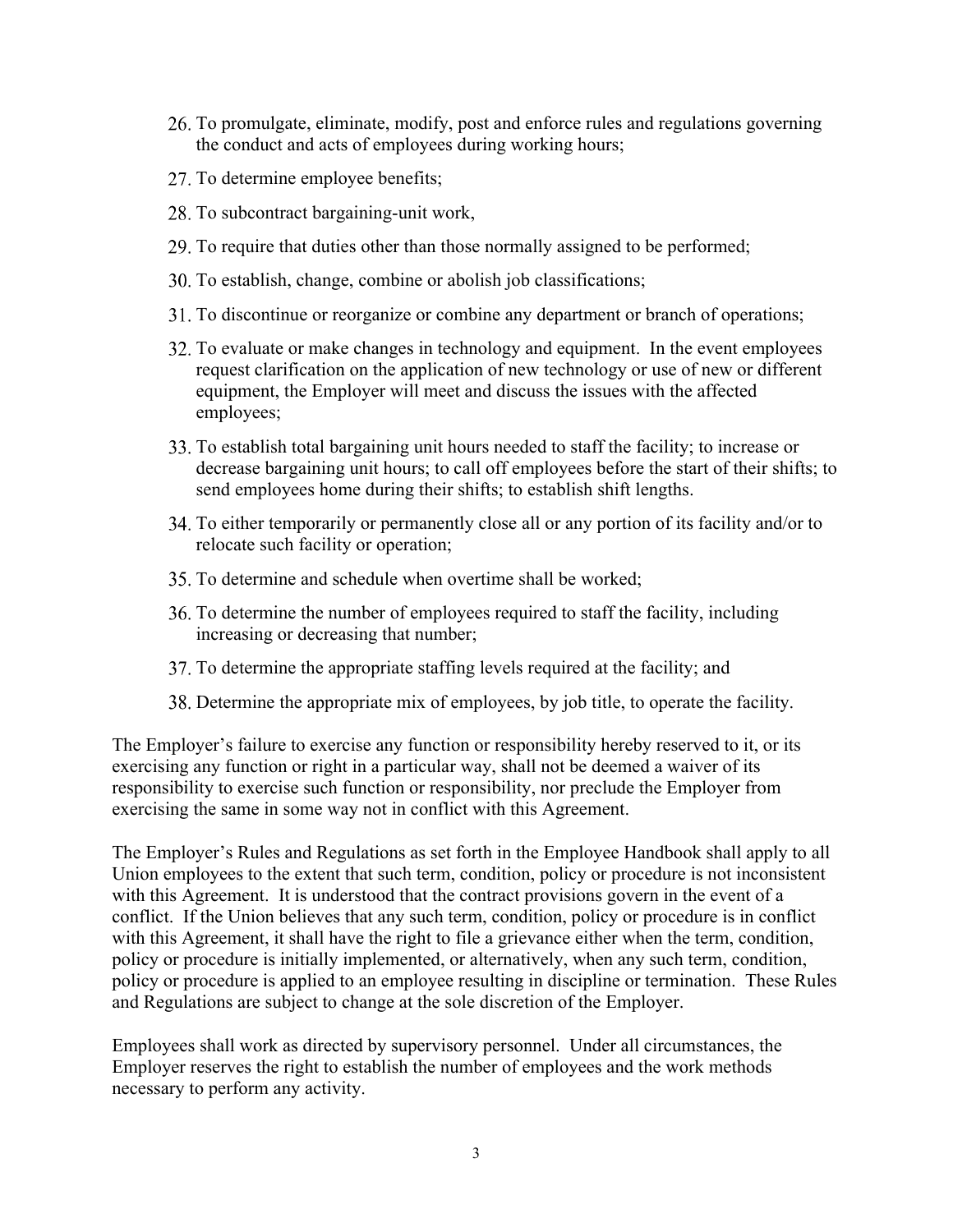26. To promulgate, eliminate, modify, post and enforce rules and regulations governing the conduct and acts of employees during working hours;
27. To determine employee benefits;
28. To subcontract bargaining-unit work,
29. To require that duties other than those normally assigned to be performed;
30. To establish, change, combine or abolish job classifications;
31. To discontinue or reorganize or combine any department or branch of operations;
32. To evaluate or make changes in technology and equipment. In the event employees request clarification on the application of new technology or use of new or different equipment, the Employer will meet and discuss the issues with the affected employees;
33. To establish total bargaining unit hours needed to staff the facility; to increase or decrease bargaining unit hours; to call off employees before the start of their shifts; to send employees home during their shifts; to establish shift lengths.
34. To either temporarily or permanently close all or any portion of its facility and/or to relocate such facility or operation;
35. To determine and schedule when overtime shall be worked;
36. To determine the number of employees required to staff the facility, including increasing or decreasing that number;
37. To determine the appropriate staffing levels required at the facility; and
38. Determine the appropriate mix of employees, by job title, to operate the facility.

The Employer's failure to exercise any function or responsibility hereby reserved to it, or its exercising any function or right in a particular way, shall not be deemed a waiver of its responsibility to exercise such function or responsibility, nor preclude the Employer from exercising the same in some way not in conflict with this Agreement.

The Employer's Rules and Regulations as set forth in the Employee Handbook shall apply to all Union employees to the extent that such term, condition, policy or procedure is not inconsistent with this Agreement. It is understood that the contract provisions govern in the event of a conflict. If the Union believes that any such term, condition, policy or procedure is in conflict with this Agreement, it shall have the right to file a grievance either when the term, condition, policy or procedure is initially implemented, or alternatively, when any such term, condition, policy or procedure is applied to an employee resulting in discipline or termination. These Rules and Regulations are subject to change at the sole discretion of the Employer.

Employees shall work as directed by supervisory personnel. Under all circumstances, the Employer reserves the right to establish the number of employees and the work methods necessary to perform any activity.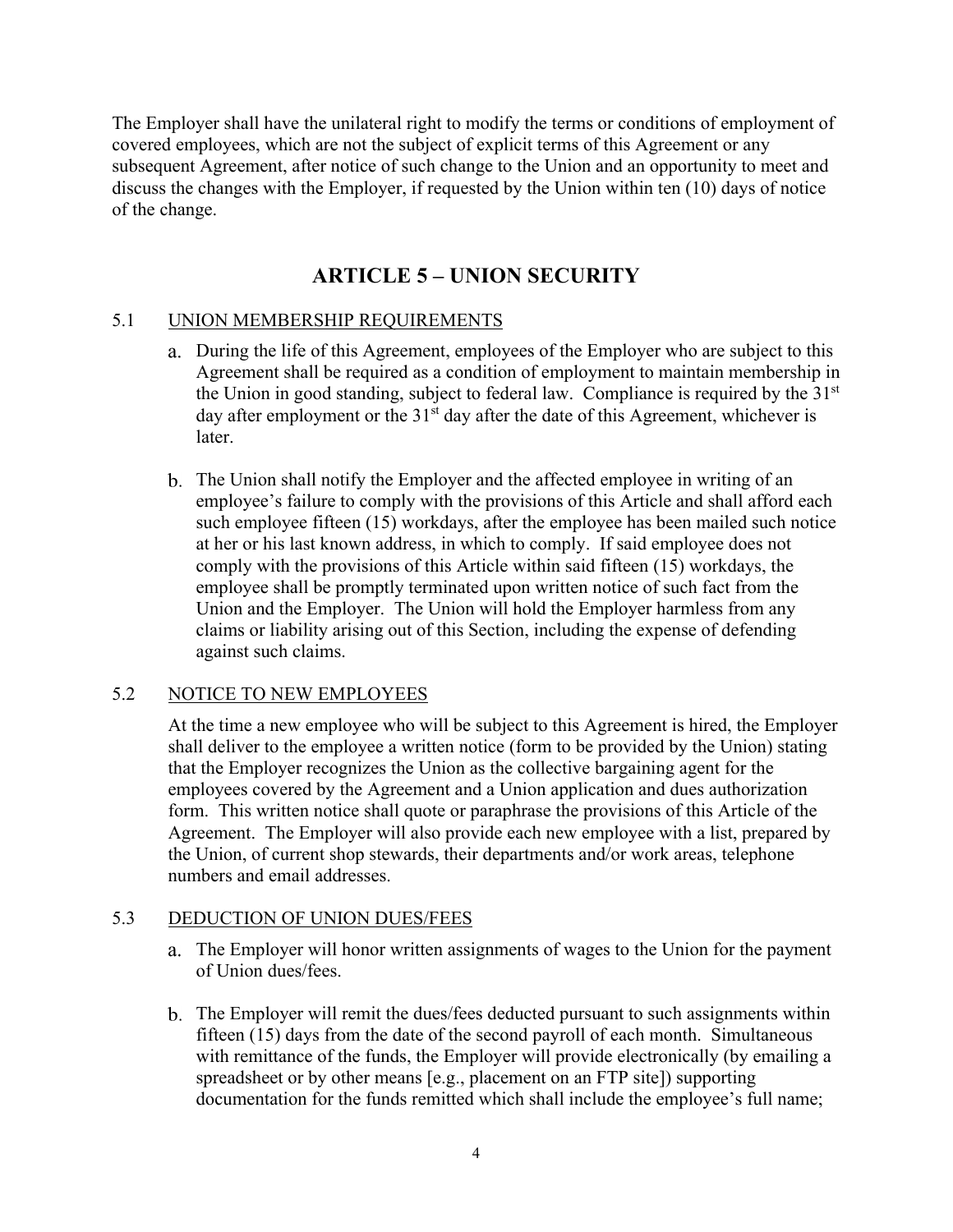The Employer shall have the unilateral right to modify the terms or conditions of employment of covered employees, which are not the subject of explicit terms of this Agreement or any subsequent Agreement, after notice of such change to the Union and an opportunity to meet and discuss the changes with the Employer, if requested by the Union within ten (10) days of notice of the change.

## ARTICLE 5 – UNION SECURITY

### 5.1 UNION MEMBERSHIP REQUIREMENTS

a. During the life of this Agreement, employees of the Employer who are subject to this Agreement shall be required as a condition of employment to maintain membership in the Union in good standing, subject to federal law. Compliance is required by the 31st day after employment or the 31st day after the date of this Agreement, whichever is later.

b. The Union shall notify the Employer and the affected employee in writing of an employee's failure to comply with the provisions of this Article and shall afford each such employee fifteen (15) workdays, after the employee has been mailed such notice at her or his last known address, in which to comply. If said employee does not comply with the provisions of this Article within said fifteen (15) workdays, the employee shall be promptly terminated upon written notice of such fact from the Union and the Employer. The Union will hold the Employer harmless from any claims or liability arising out of this Section, including the expense of defending against such claims.

### 5.2 NOTICE TO NEW EMPLOYEES

At the time a new employee who will be subject to this Agreement is hired, the Employer shall deliver to the employee a written notice (form to be provided by the Union) stating that the Employer recognizes the Union as the collective bargaining agent for the employees covered by the Agreement and a Union application and dues authorization form. This written notice shall quote or paraphrase the provisions of this Article of the Agreement. The Employer will also provide each new employee with a list, prepared by the Union, of current shop stewards, their departments and/or work areas, telephone numbers and email addresses.

### 5.3 DEDUCTION OF UNION DUES/FEES

a. The Employer will honor written assignments of wages to the Union for the payment of Union dues/fees.

b. The Employer will remit the dues/fees deducted pursuant to such assignments within fifteen (15) days from the date of the second payroll of each month. Simultaneous with remittance of the funds, the Employer will provide electronically (by emailing a spreadsheet or by other means [e.g., placement on an FTP site]) supporting documentation for the funds remitted which shall include the employee's full name;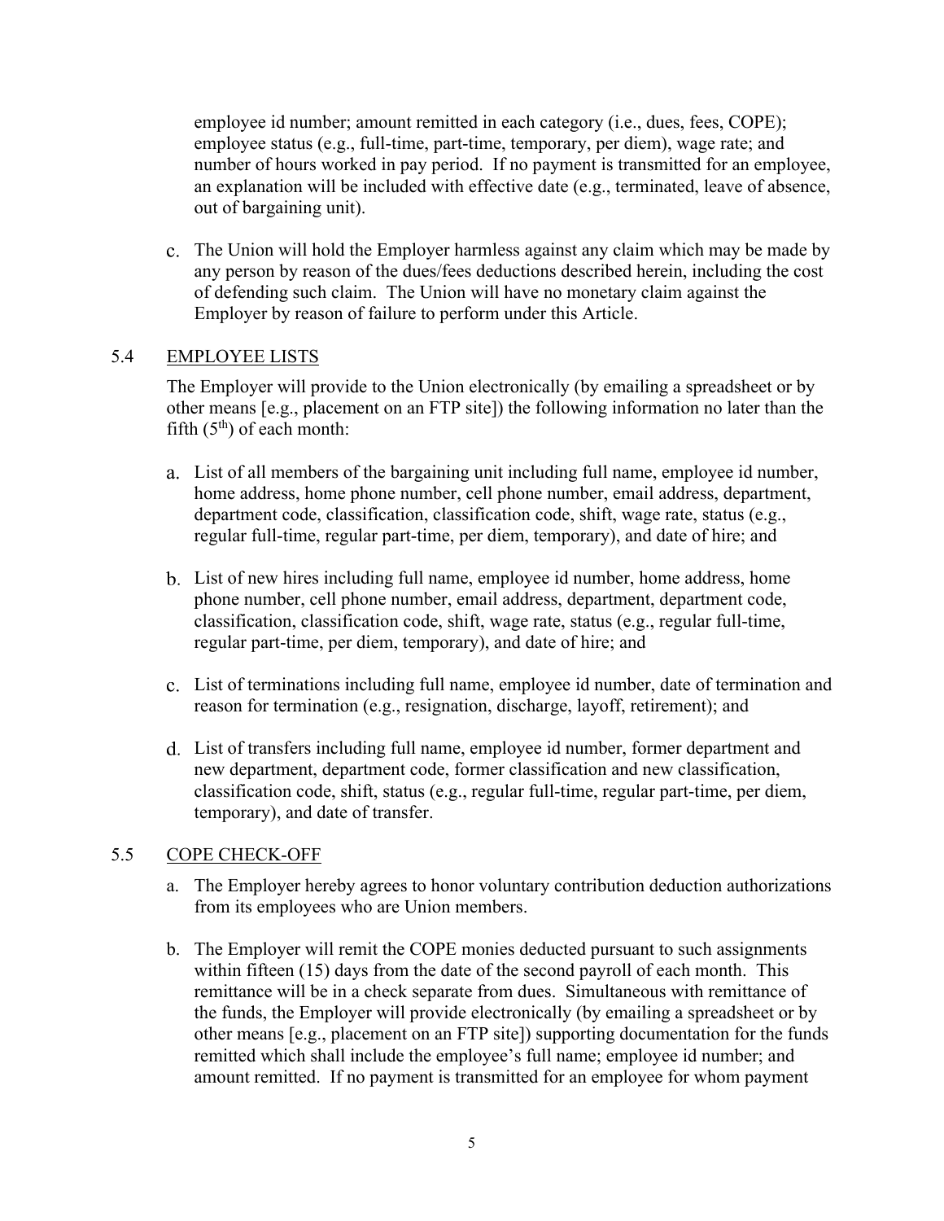employee id number; amount remitted in each category (i.e., dues, fees, COPE); employee status (e.g., full-time, part-time, temporary, per diem), wage rate; and number of hours worked in pay period. If no payment is transmitted for an employee, an explanation will be included with effective date (e.g., terminated, leave of absence, out of bargaining unit).

c. The Union will hold the Employer harmless against any claim which may be made by any person by reason of the dues/fees deductions described herein, including the cost of defending such claim. The Union will have no monetary claim against the Employer by reason of failure to perform under this Article.

### 5.4 EMPLOYEE LISTS

The Employer will provide to the Union electronically (by emailing a spreadsheet or by other means [e.g., placement on an FTP site]) the following information no later than the fifth (5th) of each month:

a. List of all members of the bargaining unit including full name, employee id number, home address, home phone number, cell phone number, email address, department, department code, classification, classification code, shift, wage rate, status (e.g., regular full-time, regular part-time, per diem, temporary), and date of hire; and

b. List of new hires including full name, employee id number, home address, home phone number, cell phone number, email address, department, department code, classification, classification code, shift, wage rate, status (e.g., regular full-time, regular part-time, per diem, temporary), and date of hire; and

c. List of terminations including full name, employee id number, date of termination and reason for termination (e.g., resignation, discharge, layoff, retirement); and

d. List of transfers including full name, employee id number, former department and new department, department code, former classification and new classification, classification code, shift, status (e.g., regular full-time, regular part-time, per diem, temporary), and date of transfer.

### 5.5 COPE CHECK-OFF

a. The Employer hereby agrees to honor voluntary contribution deduction authorizations from its employees who are Union members.

b. The Employer will remit the COPE monies deducted pursuant to such assignments within fifteen (15) days from the date of the second payroll of each month. This remittance will be in a check separate from dues. Simultaneous with remittance of the funds, the Employer will provide electronically (by emailing a spreadsheet or by other means [e.g., placement on an FTP site]) supporting documentation for the funds remitted which shall include the employee's full name; employee id number; and amount remitted. If no payment is transmitted for an employee for whom payment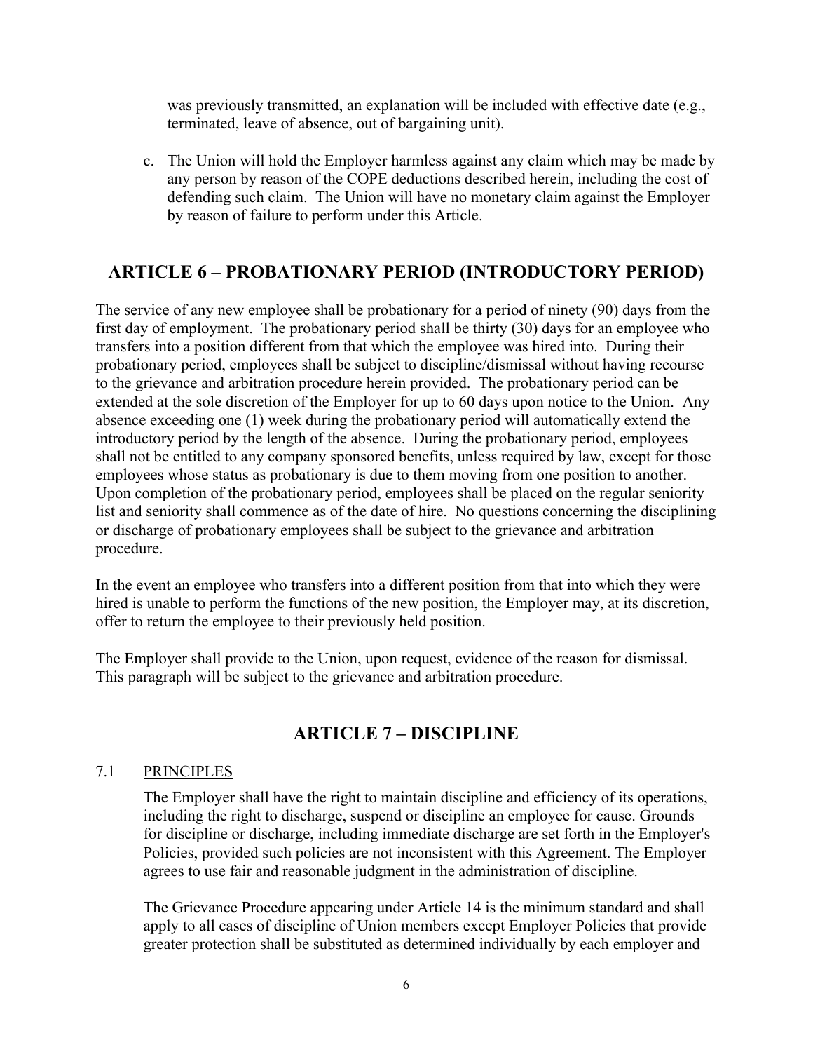was previously transmitted, an explanation will be included with effective date (e.g., terminated, leave of absence, out of bargaining unit).

c. The Union will hold the Employer harmless against any claim which may be made by any person by reason of the COPE deductions described herein, including the cost of defending such claim. The Union will have no monetary claim against the Employer by reason of failure to perform under this Article.

## ARTICLE 6 – PROBATIONARY PERIOD (INTRODUCTORY PERIOD)

The service of any new employee shall be probationary for a period of ninety (90) days from the first day of employment. The probationary period shall be thirty (30) days for an employee who transfers into a position different from that which the employee was hired into. During their probationary period, employees shall be subject to discipline/dismissal without having recourse to the grievance and arbitration procedure herein provided. The probationary period can be extended at the sole discretion of the Employer for up to 60 days upon notice to the Union. Any absence exceeding one (1) week during the probationary period will automatically extend the introductory period by the length of the absence. During the probationary period, employees shall not be entitled to any company sponsored benefits, unless required by law, except for those employees whose status as probationary is due to them moving from one position to another. Upon completion of the probationary period, employees shall be placed on the regular seniority list and seniority shall commence as of the date of hire. No questions concerning the disciplining or discharge of probationary employees shall be subject to the grievance and arbitration procedure.

In the event an employee who transfers into a different position from that into which they were hired is unable to perform the functions of the new position, the Employer may, at its discretion, offer to return the employee to their previously held position.

The Employer shall provide to the Union, upon request, evidence of the reason for dismissal. This paragraph will be subject to the grievance and arbitration procedure.

## ARTICLE 7 – DISCIPLINE

### 7.1 PRINCIPLES

The Employer shall have the right to maintain discipline and efficiency of its operations, including the right to discharge, suspend or discipline an employee for cause. Grounds for discipline or discharge, including immediate discharge are set forth in the Employer's Policies, provided such policies are not inconsistent with this Agreement. The Employer agrees to use fair and reasonable judgment in the administration of discipline.

The Grievance Procedure appearing under Article 14 is the minimum standard and shall apply to all cases of discipline of Union members except Employer Policies that provide greater protection shall be substituted as determined individually by each employer and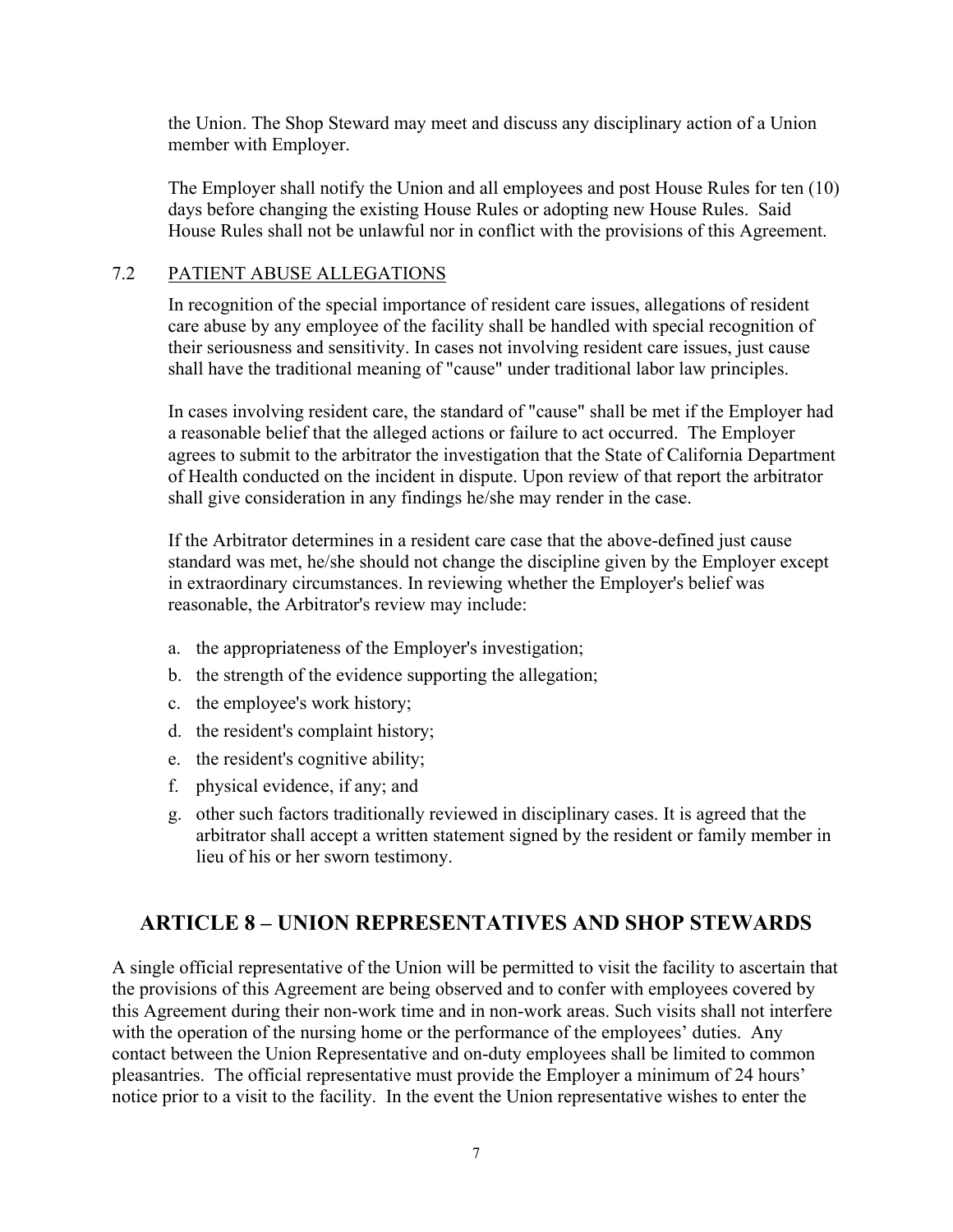the Union. The Shop Steward may meet and discuss any disciplinary action of a Union member with Employer.

The Employer shall notify the Union and all employees and post House Rules for ten (10) days before changing the existing House Rules or adopting new House Rules. Said House Rules shall not be unlawful nor in conflict with the provisions of this Agreement.

### 7.2 PATIENT ABUSE ALLEGATIONS

In recognition of the special importance of resident care issues, allegations of resident care abuse by any employee of the facility shall be handled with special recognition of their seriousness and sensitivity. In cases not involving resident care issues, just cause shall have the traditional meaning of "cause" under traditional labor law principles.

In cases involving resident care, the standard of "cause" shall be met if the Employer had a reasonable belief that the alleged actions or failure to act occurred. The Employer agrees to submit to the arbitrator the investigation that the State of California Department of Health conducted on the incident in dispute. Upon review of that report the arbitrator shall give consideration in any findings he/she may render in the case.

If the Arbitrator determines in a resident care case that the above-defined just cause standard was met, he/she should not change the discipline given by the Employer except in extraordinary circumstances. In reviewing whether the Employer's belief was reasonable, the Arbitrator's review may include:

a. the appropriateness of the Employer's investigation;
b. the strength of the evidence supporting the allegation;
c. the employee's work history;
d. the resident's complaint history;
e. the resident's cognitive ability;
f. physical evidence, if any; and
g. other such factors traditionally reviewed in disciplinary cases. It is agreed that the arbitrator shall accept a written statement signed by the resident or family member in lieu of his or her sworn testimony.

## ARTICLE 8 – UNION REPRESENTATIVES AND SHOP STEWARDS

A single official representative of the Union will be permitted to visit the facility to ascertain that the provisions of this Agreement are being observed and to confer with employees covered by this Agreement during their non-work time and in non-work areas. Such visits shall not interfere with the operation of the nursing home or the performance of the employees' duties. Any contact between the Union Representative and on-duty employees shall be limited to common pleasantries. The official representative must provide the Employer a minimum of 24 hours' notice prior to a visit to the facility. In the event the Union representative wishes to enter the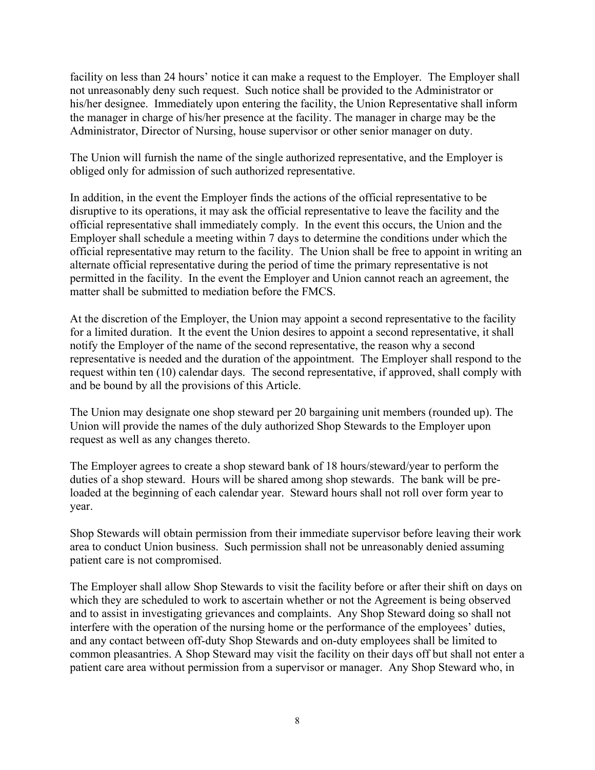facility on less than 24 hours' notice it can make a request to the Employer. The Employer shall not unreasonably deny such request. Such notice shall be provided to the Administrator or his/her designee. Immediately upon entering the facility, the Union Representative shall inform the manager in charge of his/her presence at the facility. The manager in charge may be the Administrator, Director of Nursing, house supervisor or other senior manager on duty.

The Union will furnish the name of the single authorized representative, and the Employer is obliged only for admission of such authorized representative.

In addition, in the event the Employer finds the actions of the official representative to be disruptive to its operations, it may ask the official representative to leave the facility and the official representative shall immediately comply. In the event this occurs, the Union and the Employer shall schedule a meeting within 7 days to determine the conditions under which the official representative may return to the facility. The Union shall be free to appoint in writing an alternate official representative during the period of time the primary representative is not permitted in the facility. In the event the Employer and Union cannot reach an agreement, the matter shall be submitted to mediation before the FMCS.

At the discretion of the Employer, the Union may appoint a second representative to the facility for a limited duration. It the event the Union desires to appoint a second representative, it shall notify the Employer of the name of the second representative, the reason why a second representative is needed and the duration of the appointment. The Employer shall respond to the request within ten (10) calendar days. The second representative, if approved, shall comply with and be bound by all the provisions of this Article.

The Union may designate one shop steward per 20 bargaining unit members (rounded up). The Union will provide the names of the duly authorized Shop Stewards to the Employer upon request as well as any changes thereto.

The Employer agrees to create a shop steward bank of 18 hours/steward/year to perform the duties of a shop steward. Hours will be shared among shop stewards. The bank will be pre-loaded at the beginning of each calendar year. Steward hours shall not roll over form year to year.

Shop Stewards will obtain permission from their immediate supervisor before leaving their work area to conduct Union business. Such permission shall not be unreasonably denied assuming patient care is not compromised.

The Employer shall allow Shop Stewards to visit the facility before or after their shift on days on which they are scheduled to work to ascertain whether or not the Agreement is being observed and to assist in investigating grievances and complaints. Any Shop Steward doing so shall not interfere with the operation of the nursing home or the performance of the employees' duties, and any contact between off-duty Shop Stewards and on-duty employees shall be limited to common pleasantries. A Shop Steward may visit the facility on their days off but shall not enter a patient care area without permission from a supervisor or manager. Any Shop Steward who, in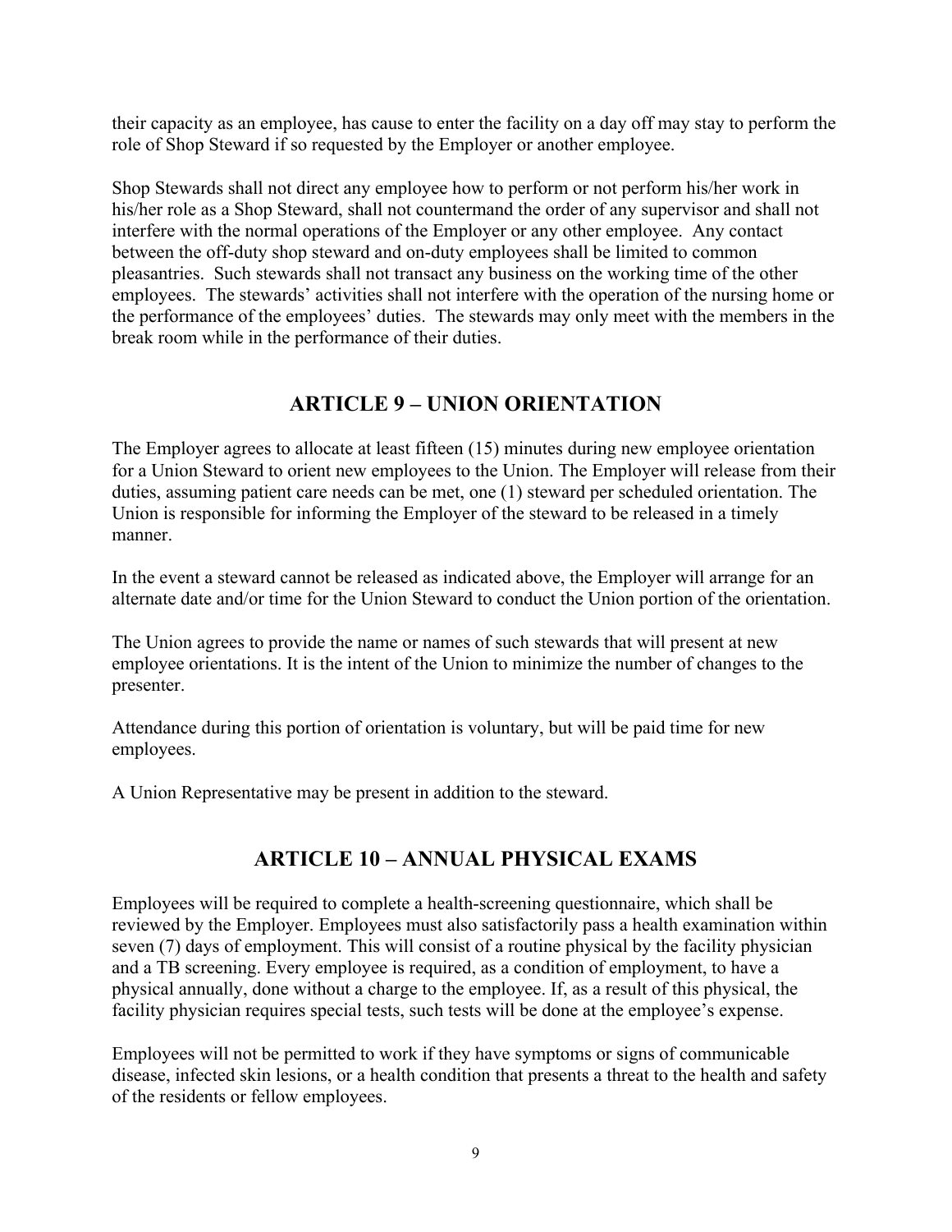their capacity as an employee, has cause to enter the facility on a day off may stay to perform the role of Shop Steward if so requested by the Employer or another employee.

Shop Stewards shall not direct any employee how to perform or not perform his/her work in his/her role as a Shop Steward, shall not countermand the order of any supervisor and shall not interfere with the normal operations of the Employer or any other employee. Any contact between the off-duty shop steward and on-duty employees shall be limited to common pleasantries. Such stewards shall not transact any business on the working time of the other employees. The stewards' activities shall not interfere with the operation of the nursing home or the performance of the employees' duties. The stewards may only meet with the members in the break room while in the performance of their duties.

## ARTICLE 9 – UNION ORIENTATION

The Employer agrees to allocate at least fifteen (15) minutes during new employee orientation for a Union Steward to orient new employees to the Union. The Employer will release from their duties, assuming patient care needs can be met, one (1) steward per scheduled orientation. The Union is responsible for informing the Employer of the steward to be released in a timely manner.

In the event a steward cannot be released as indicated above, the Employer will arrange for an alternate date and/or time for the Union Steward to conduct the Union portion of the orientation.

The Union agrees to provide the name or names of such stewards that will present at new employee orientations. It is the intent of the Union to minimize the number of changes to the presenter.

Attendance during this portion of orientation is voluntary, but will be paid time for new employees.

A Union Representative may be present in addition to the steward.

## ARTICLE 10 – ANNUAL PHYSICAL EXAMS

Employees will be required to complete a health-screening questionnaire, which shall be reviewed by the Employer. Employees must also satisfactorily pass a health examination within seven (7) days of employment. This will consist of a routine physical by the facility physician and a TB screening. Every employee is required, as a condition of employment, to have a physical annually, done without a charge to the employee. If, as a result of this physical, the facility physician requires special tests, such tests will be done at the employee's expense.

Employees will not be permitted to work if they have symptoms or signs of communicable disease, infected skin lesions, or a health condition that presents a threat to the health and safety of the residents or fellow employees.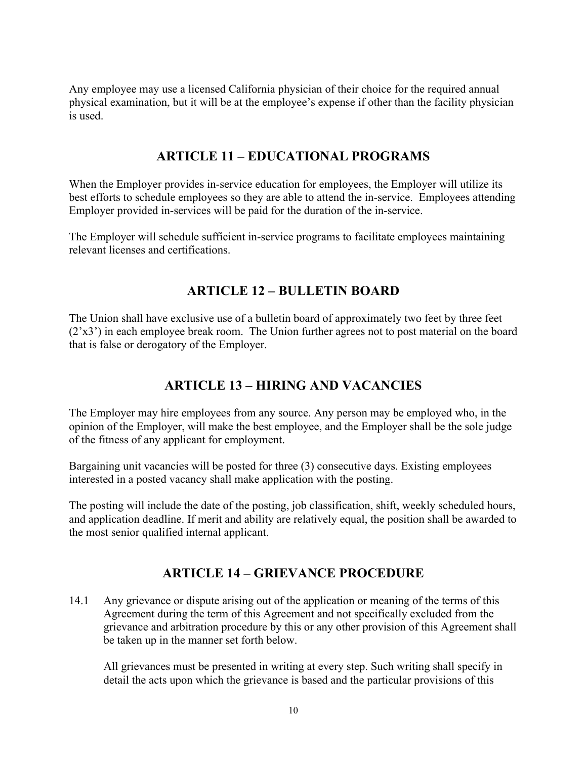Any employee may use a licensed California physician of their choice for the required annual physical examination, but it will be at the employee's expense if other than the facility physician is used.

## ARTICLE 11 – EDUCATIONAL PROGRAMS

When the Employer provides in-service education for employees, the Employer will utilize its best efforts to schedule employees so they are able to attend the in-service. Employees attending Employer provided in-services will be paid for the duration of the in-service.

The Employer will schedule sufficient in-service programs to facilitate employees maintaining relevant licenses and certifications.

## ARTICLE 12 – BULLETIN BOARD

The Union shall have exclusive use of a bulletin board of approximately two feet by three feet (2'x3') in each employee break room. The Union further agrees not to post material on the board that is false or derogatory of the Employer.

## ARTICLE 13 – HIRING AND VACANCIES

The Employer may hire employees from any source. Any person may be employed who, in the opinion of the Employer, will make the best employee, and the Employer shall be the sole judge of the fitness of any applicant for employment.

Bargaining unit vacancies will be posted for three (3) consecutive days. Existing employees interested in a posted vacancy shall make application with the posting.

The posting will include the date of the posting, job classification, shift, weekly scheduled hours, and application deadline. If merit and ability are relatively equal, the position shall be awarded to the most senior qualified internal applicant.

## ARTICLE 14 – GRIEVANCE PROCEDURE

14.1 Any grievance or dispute arising out of the application or meaning of the terms of this Agreement during the term of this Agreement and not specifically excluded from the grievance and arbitration procedure by this or any other provision of this Agreement shall be taken up in the manner set forth below.

All grievances must be presented in writing at every step. Such writing shall specify in detail the acts upon which the grievance is based and the particular provisions of this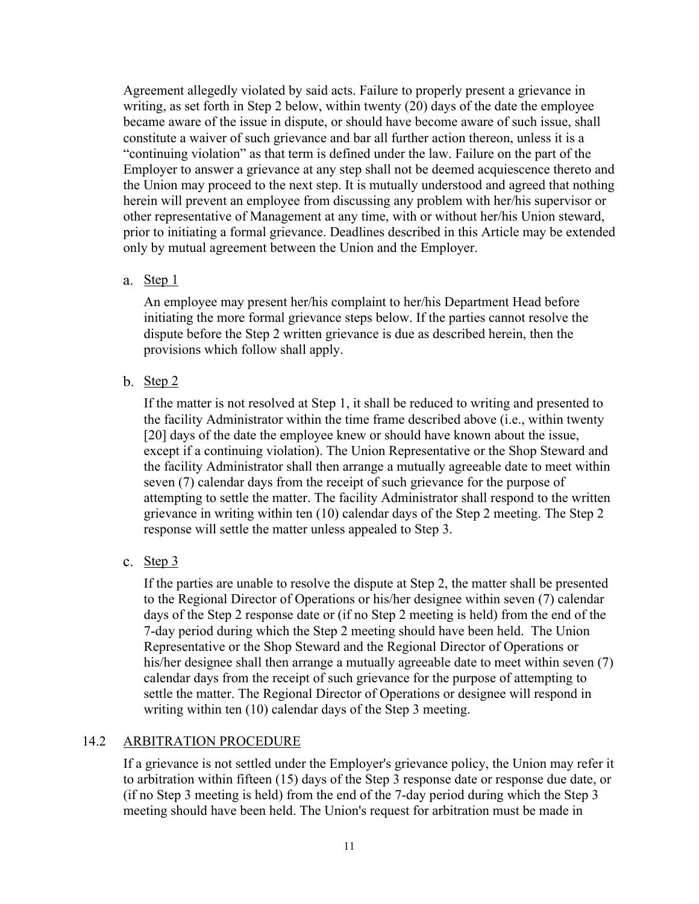Agreement allegedly violated by said acts. Failure to properly present a grievance in writing, as set forth in Step 2 below, within twenty (20) days of the date the employee became aware of the issue in dispute, or should have become aware of such issue, shall constitute a waiver of such grievance and bar all further action thereon, unless it is a "continuing violation" as that term is defined under the law. Failure on the part of the Employer to answer a grievance at any step shall not be deemed acquiescence thereto and the Union may proceed to the next step. It is mutually understood and agreed that nothing herein will prevent an employee from discussing any problem with her/his supervisor or other representative of Management at any time, with or without her/his Union steward, prior to initiating a formal grievance. Deadlines described in this Article may be extended only by mutual agreement between the Union and the Employer.

a. Step 1

An employee may present her/his complaint to her/his Department Head before initiating the more formal grievance steps below. If the parties cannot resolve the dispute before the Step 2 written grievance is due as described herein, then the provisions which follow shall apply.

b. Step 2

If the matter is not resolved at Step 1, it shall be reduced to writing and presented to the facility Administrator within the time frame described above (i.e., within twenty [20] days of the date the employee knew or should have known about the issue, except if a continuing violation). The Union Representative or the Shop Steward and the facility Administrator shall then arrange a mutually agreeable date to meet within seven (7) calendar days from the receipt of such grievance for the purpose of attempting to settle the matter. The facility Administrator shall respond to the written grievance in writing within ten (10) calendar days of the Step 2 meeting. The Step 2 response will settle the matter unless appealed to Step 3.

c. Step 3

If the parties are unable to resolve the dispute at Step 2, the matter shall be presented to the Regional Director of Operations or his/her designee within seven (7) calendar days of the Step 2 response date or (if no Step 2 meeting is held) from the end of the 7-day period during which the Step 2 meeting should have been held. The Union Representative or the Shop Steward and the Regional Director of Operations or his/her designee shall then arrange a mutually agreeable date to meet within seven (7) calendar days from the receipt of such grievance for the purpose of attempting to settle the matter. The Regional Director of Operations or designee will respond in writing within ten (10) calendar days of the Step 3 meeting.

## 14.2 ARBITRATION PROCEDURE

If a grievance is not settled under the Employer's grievance policy, the Union may refer it to arbitration within fifteen (15) days of the Step 3 response date or response due date, or (if no Step 3 meeting is held) from the end of the 7-day period during which the Step 3 meeting should have been held. The Union's request for arbitration must be made in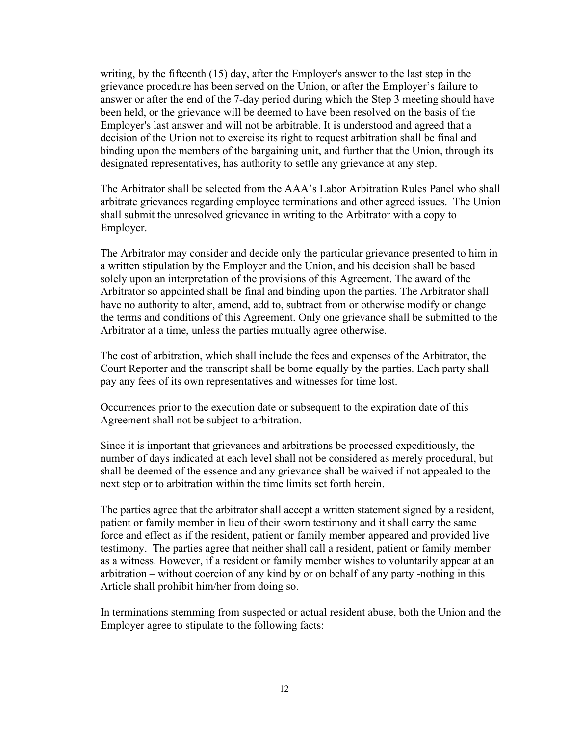writing, by the fifteenth (15) day, after the Employer's answer to the last step in the grievance procedure has been served on the Union, or after the Employer's failure to answer or after the end of the 7-day period during which the Step 3 meeting should have been held, or the grievance will be deemed to have been resolved on the basis of the Employer's last answer and will not be arbitrable. It is understood and agreed that a decision of the Union not to exercise its right to request arbitration shall be final and binding upon the members of the bargaining unit, and further that the Union, through its designated representatives, has authority to settle any grievance at any step.

The Arbitrator shall be selected from the AAA's Labor Arbitration Rules Panel who shall arbitrate grievances regarding employee terminations and other agreed issues. The Union shall submit the unresolved grievance in writing to the Arbitrator with a copy to Employer.

The Arbitrator may consider and decide only the particular grievance presented to him in a written stipulation by the Employer and the Union, and his decision shall be based solely upon an interpretation of the provisions of this Agreement. The award of the Arbitrator so appointed shall be final and binding upon the parties. The Arbitrator shall have no authority to alter, amend, add to, subtract from or otherwise modify or change the terms and conditions of this Agreement. Only one grievance shall be submitted to the Arbitrator at a time, unless the parties mutually agree otherwise.

The cost of arbitration, which shall include the fees and expenses of the Arbitrator, the Court Reporter and the transcript shall be borne equally by the parties. Each party shall pay any fees of its own representatives and witnesses for time lost.

Occurrences prior to the execution date or subsequent to the expiration date of this Agreement shall not be subject to arbitration.

Since it is important that grievances and arbitrations be processed expeditiously, the number of days indicated at each level shall not be considered as merely procedural, but shall be deemed of the essence and any grievance shall be waived if not appealed to the next step or to arbitration within the time limits set forth herein.

The parties agree that the arbitrator shall accept a written statement signed by a resident, patient or family member in lieu of their sworn testimony and it shall carry the same force and effect as if the resident, patient or family member appeared and provided live testimony. The parties agree that neither shall call a resident, patient or family member as a witness. However, if a resident or family member wishes to voluntarily appear at an arbitration – without coercion of any kind by or on behalf of any party -nothing in this Article shall prohibit him/her from doing so.

In terminations stemming from suspected or actual resident abuse, both the Union and the Employer agree to stipulate to the following facts: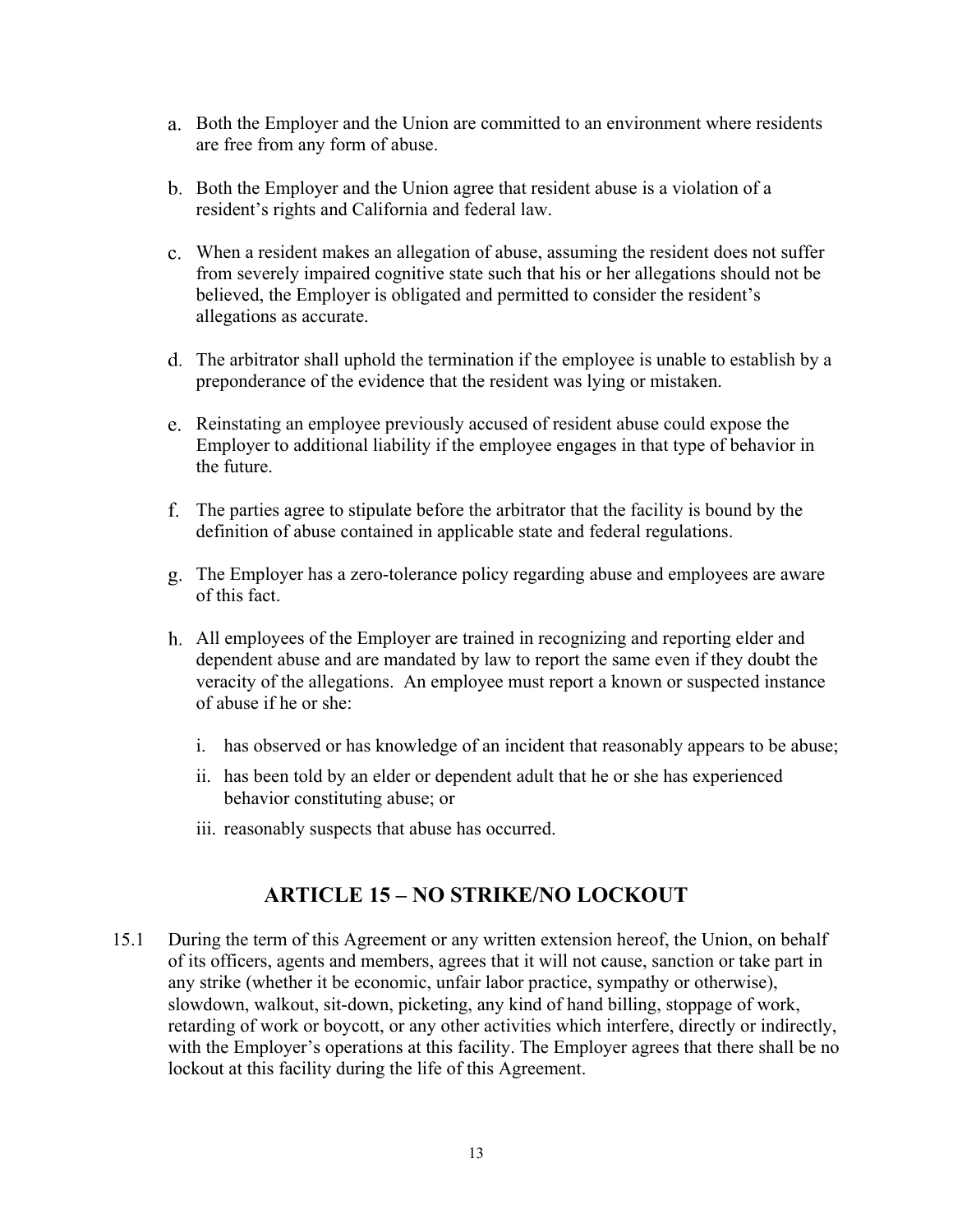a. Both the Employer and the Union are committed to an environment where residents are free from any form of abuse.

b. Both the Employer and the Union agree that resident abuse is a violation of a resident's rights and California and federal law.

c. When a resident makes an allegation of abuse, assuming the resident does not suffer from severely impaired cognitive state such that his or her allegations should not be believed, the Employer is obligated and permitted to consider the resident's allegations as accurate.

d. The arbitrator shall uphold the termination if the employee is unable to establish by a preponderance of the evidence that the resident was lying or mistaken.

e. Reinstating an employee previously accused of resident abuse could expose the Employer to additional liability if the employee engages in that type of behavior in the future.

f. The parties agree to stipulate before the arbitrator that the facility is bound by the definition of abuse contained in applicable state and federal regulations.

g. The Employer has a zero-tolerance policy regarding abuse and employees are aware of this fact.

h. All employees of the Employer are trained in recognizing and reporting elder and dependent abuse and are mandated by law to report the same even if they doubt the veracity of the allegations. An employee must report a known or suspected instance of abuse if he or she:

   i. has observed or has knowledge of an incident that reasonably appears to be abuse;

   ii. has been told by an elder or dependent adult that he or she has experienced behavior constituting abuse; or

   iii. reasonably suspects that abuse has occurred.

## ARTICLE 15 – NO STRIKE/NO LOCKOUT

15.1 During the term of this Agreement or any written extension hereof, the Union, on behalf of its officers, agents and members, agrees that it will not cause, sanction or take part in any strike (whether it be economic, unfair labor practice, sympathy or otherwise), slowdown, walkout, sit-down, picketing, any kind of hand billing, stoppage of work, retarding of work or boycott, or any other activities which interfere, directly or indirectly, with the Employer's operations at this facility. The Employer agrees that there shall be no lockout at this facility during the life of this Agreement.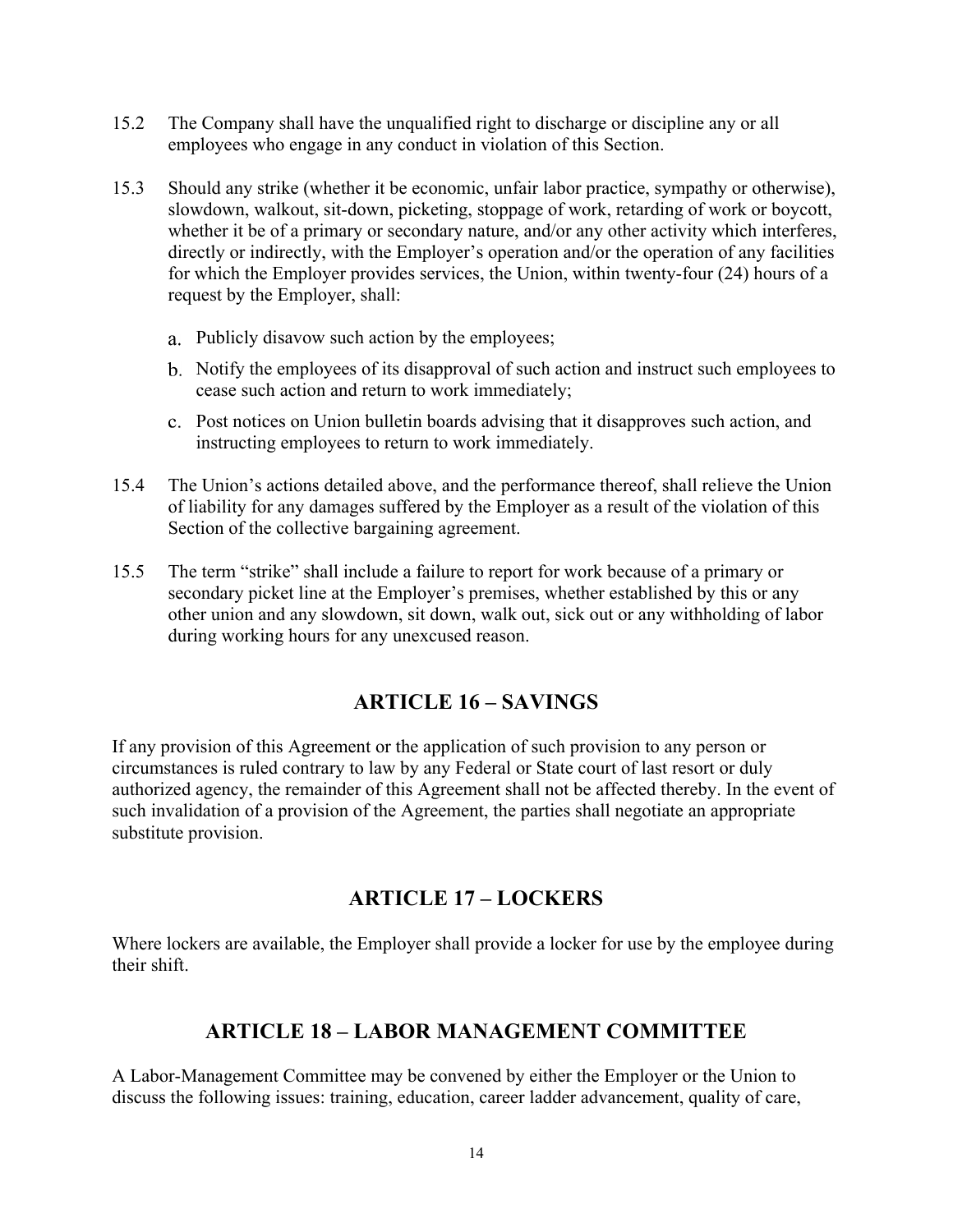15.2 The Company shall have the unqualified right to discharge or discipline any or all employees who engage in any conduct in violation of this Section.

15.3 Should any strike (whether it be economic, unfair labor practice, sympathy or otherwise), slowdown, walkout, sit-down, picketing, stoppage of work, retarding of work or boycott, whether it be of a primary or secondary nature, and/or any other activity which interferes, directly or indirectly, with the Employer's operation and/or the operation of any facilities for which the Employer provides services, the Union, within twenty-four (24) hours of a request by the Employer, shall:

a. Publicly disavow such action by the employees;

b. Notify the employees of its disapproval of such action and instruct such employees to cease such action and return to work immediately;

c. Post notices on Union bulletin boards advising that it disapproves such action, and instructing employees to return to work immediately.

15.4 The Union's actions detailed above, and the performance thereof, shall relieve the Union of liability for any damages suffered by the Employer as a result of the violation of this Section of the collective bargaining agreement.

15.5 The term "strike" shall include a failure to report for work because of a primary or secondary picket line at the Employer's premises, whether established by this or any other union and any slowdown, sit down, walk out, sick out or any withholding of labor during working hours for any unexcused reason.

## ARTICLE 16 – SAVINGS

If any provision of this Agreement or the application of such provision to any person or circumstances is ruled contrary to law by any Federal or State court of last resort or duly authorized agency, the remainder of this Agreement shall not be affected thereby. In the event of such invalidation of a provision of the Agreement, the parties shall negotiate an appropriate substitute provision.

## ARTICLE 17 – LOCKERS

Where lockers are available, the Employer shall provide a locker for use by the employee during their shift.

## ARTICLE 18 – LABOR MANAGEMENT COMMITTEE

A Labor-Management Committee may be convened by either the Employer or the Union to discuss the following issues: training, education, career ladder advancement, quality of care,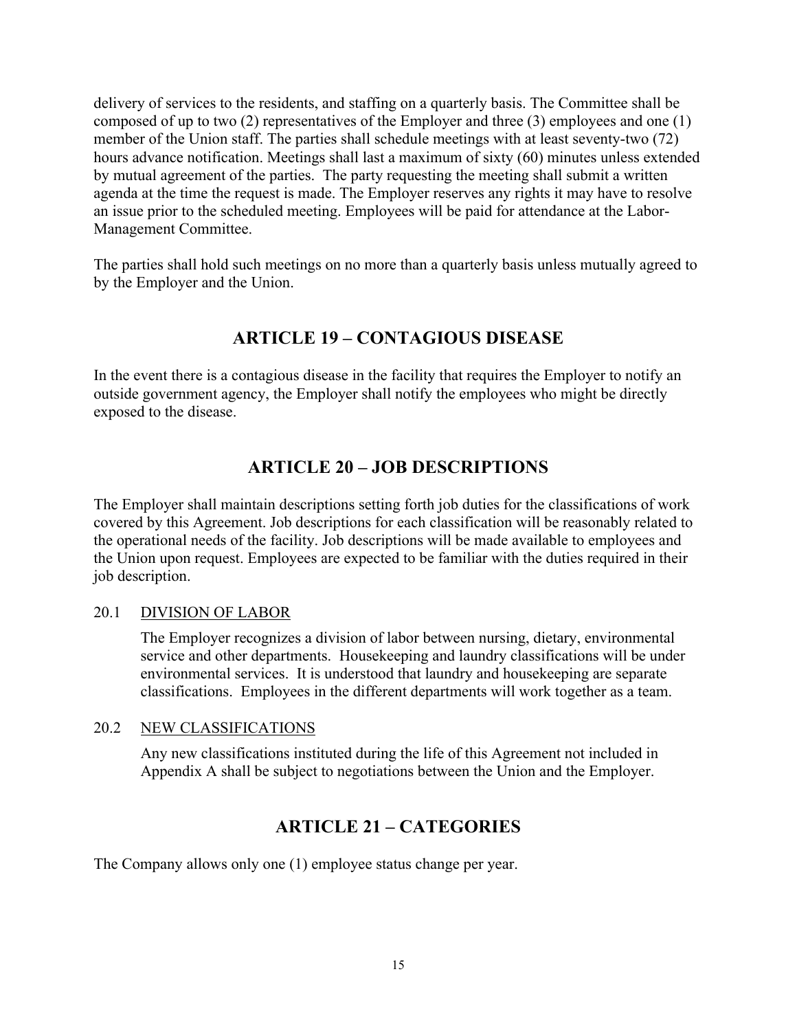delivery of services to the residents, and staffing on a quarterly basis. The Committee shall be composed of up to two (2) representatives of the Employer and three (3) employees and one (1) member of the Union staff. The parties shall schedule meetings with at least seventy-two (72) hours advance notification. Meetings shall last a maximum of sixty (60) minutes unless extended by mutual agreement of the parties. The party requesting the meeting shall submit a written agenda at the time the request is made. The Employer reserves any rights it may have to resolve an issue prior to the scheduled meeting. Employees will be paid for attendance at the Labor-Management Committee.

The parties shall hold such meetings on no more than a quarterly basis unless mutually agreed to by the Employer and the Union.

## ARTICLE 19 – CONTAGIOUS DISEASE

In the event there is a contagious disease in the facility that requires the Employer to notify an outside government agency, the Employer shall notify the employees who might be directly exposed to the disease.

## ARTICLE 20 – JOB DESCRIPTIONS

The Employer shall maintain descriptions setting forth job duties for the classifications of work covered by this Agreement. Job descriptions for each classification will be reasonably related to the operational needs of the facility. Job descriptions will be made available to employees and the Union upon request. Employees are expected to be familiar with the duties required in their job description.

### 20.1 DIVISION OF LABOR

The Employer recognizes a division of labor between nursing, dietary, environmental service and other departments. Housekeeping and laundry classifications will be under environmental services. It is understood that laundry and housekeeping are separate classifications. Employees in the different departments will work together as a team.

### 20.2 NEW CLASSIFICATIONS

Any new classifications instituted during the life of this Agreement not included in Appendix A shall be subject to negotiations between the Union and the Employer.

## ARTICLE 21 – CATEGORIES

The Company allows only one (1) employee status change per year.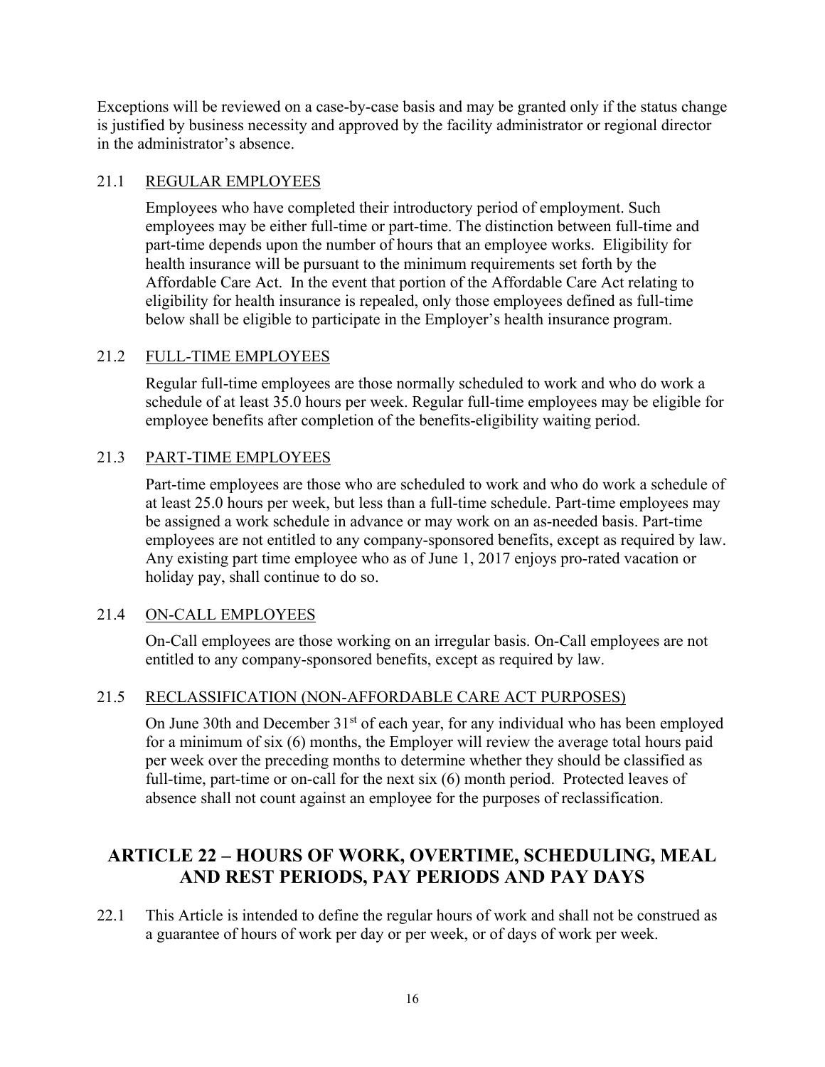Exceptions will be reviewed on a case-by-case basis and may be granted only if the status change is justified by business necessity and approved by the facility administrator or regional director in the administrator's absence.

### 21.1 REGULAR EMPLOYEES

Employees who have completed their introductory period of employment. Such employees may be either full-time or part-time. The distinction between full-time and part-time depends upon the number of hours that an employee works. Eligibility for health insurance will be pursuant to the minimum requirements set forth by the Affordable Care Act. In the event that portion of the Affordable Care Act relating to eligibility for health insurance is repealed, only those employees defined as full-time below shall be eligible to participate in the Employer's health insurance program.

### 21.2 FULL-TIME EMPLOYEES

Regular full-time employees are those normally scheduled to work and who do work a schedule of at least 35.0 hours per week. Regular full-time employees may be eligible for employee benefits after completion of the benefits-eligibility waiting period.

### 21.3 PART-TIME EMPLOYEES

Part-time employees are those who are scheduled to work and who do work a schedule of at least 25.0 hours per week, but less than a full-time schedule. Part-time employees may be assigned a work schedule in advance or may work on an as-needed basis. Part-time employees are not entitled to any company-sponsored benefits, except as required by law. Any existing part time employee who as of June 1, 2017 enjoys pro-rated vacation or holiday pay, shall continue to do so.

### 21.4 ON-CALL EMPLOYEES

On-Call employees are those working on an irregular basis. On-Call employees are not entitled to any company-sponsored benefits, except as required by law.

### 21.5 RECLASSIFICATION (NON-AFFORDABLE CARE ACT PURPOSES)

On June 30th and December 31st of each year, for any individual who has been employed for a minimum of six (6) months, the Employer will review the average total hours paid per week over the preceding months to determine whether they should be classified as full-time, part-time or on-call for the next six (6) month period. Protected leaves of absence shall not count against an employee for the purposes of reclassification.

## ARTICLE 22 – HOURS OF WORK, OVERTIME, SCHEDULING, MEAL AND REST PERIODS, PAY PERIODS AND PAY DAYS

22.1 This Article is intended to define the regular hours of work and shall not be construed as a guarantee of hours of work per day or per week, or of days of work per week.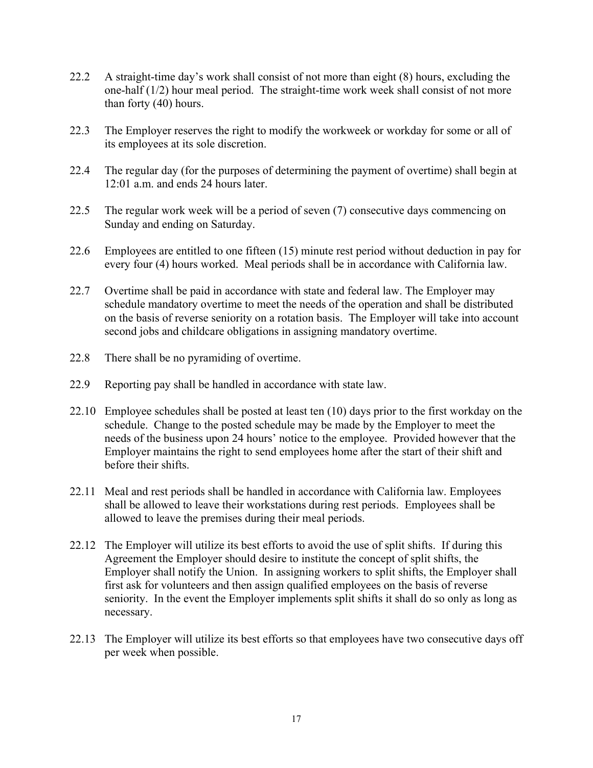22.2 A straight-time day's work shall consist of not more than eight (8) hours, excluding the one-half (1/2) hour meal period. The straight-time work week shall consist of not more than forty (40) hours.

22.3 The Employer reserves the right to modify the workweek or workday for some or all of its employees at its sole discretion.

22.4 The regular day (for the purposes of determining the payment of overtime) shall begin at 12:01 a.m. and ends 24 hours later.

22.5 The regular work week will be a period of seven (7) consecutive days commencing on Sunday and ending on Saturday.

22.6 Employees are entitled to one fifteen (15) minute rest period without deduction in pay for every four (4) hours worked. Meal periods shall be in accordance with California law.

22.7 Overtime shall be paid in accordance with state and federal law. The Employer may schedule mandatory overtime to meet the needs of the operation and shall be distributed on the basis of reverse seniority on a rotation basis. The Employer will take into account second jobs and childcare obligations in assigning mandatory overtime.

22.8 There shall be no pyramiding of overtime.

22.9 Reporting pay shall be handled in accordance with state law.

22.10 Employee schedules shall be posted at least ten (10) days prior to the first workday on the schedule. Change to the posted schedule may be made by the Employer to meet the needs of the business upon 24 hours' notice to the employee. Provided however that the Employer maintains the right to send employees home after the start of their shift and before their shifts.

22.11 Meal and rest periods shall be handled in accordance with California law. Employees shall be allowed to leave their workstations during rest periods. Employees shall be allowed to leave the premises during their meal periods.

22.12 The Employer will utilize its best efforts to avoid the use of split shifts. If during this Agreement the Employer should desire to institute the concept of split shifts, the Employer shall notify the Union. In assigning workers to split shifts, the Employer shall first ask for volunteers and then assign qualified employees on the basis of reverse seniority. In the event the Employer implements split shifts it shall do so only as long as necessary.

22.13 The Employer will utilize its best efforts so that employees have two consecutive days off per week when possible.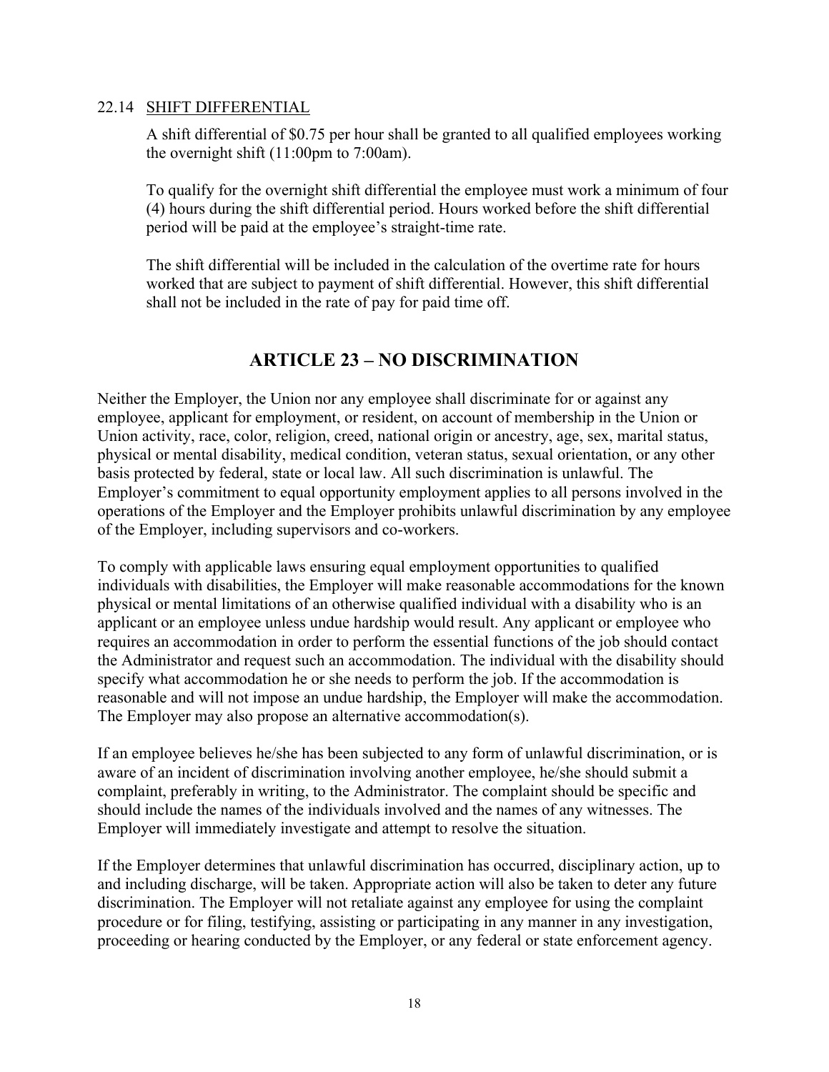### 22.14 SHIFT DIFFERENTIAL

A shift differential of $0.75 per hour shall be granted to all qualified employees working the overnight shift (11:00pm to 7:00am).

To qualify for the overnight shift differential the employee must work a minimum of four (4) hours during the shift differential period. Hours worked before the shift differential period will be paid at the employee's straight-time rate.

The shift differential will be included in the calculation of the overtime rate for hours worked that are subject to payment of shift differential. However, this shift differential shall not be included in the rate of pay for paid time off.

## ARTICLE 23 – NO DISCRIMINATION

Neither the Employer, the Union nor any employee shall discriminate for or against any employee, applicant for employment, or resident, on account of membership in the Union or Union activity, race, color, religion, creed, national origin or ancestry, age, sex, marital status, physical or mental disability, medical condition, veteran status, sexual orientation, or any other basis protected by federal, state or local law. All such discrimination is unlawful. The Employer's commitment to equal opportunity employment applies to all persons involved in the operations of the Employer and the Employer prohibits unlawful discrimination by any employee of the Employer, including supervisors and co-workers.

To comply with applicable laws ensuring equal employment opportunities to qualified individuals with disabilities, the Employer will make reasonable accommodations for the known physical or mental limitations of an otherwise qualified individual with a disability who is an applicant or an employee unless undue hardship would result. Any applicant or employee who requires an accommodation in order to perform the essential functions of the job should contact the Administrator and request such an accommodation. The individual with the disability should specify what accommodation he or she needs to perform the job. If the accommodation is reasonable and will not impose an undue hardship, the Employer will make the accommodation. The Employer may also propose an alternative accommodation(s).

If an employee believes he/she has been subjected to any form of unlawful discrimination, or is aware of an incident of discrimination involving another employee, he/she should submit a complaint, preferably in writing, to the Administrator. The complaint should be specific and should include the names of the individuals involved and the names of any witnesses. The Employer will immediately investigate and attempt to resolve the situation.

If the Employer determines that unlawful discrimination has occurred, disciplinary action, up to and including discharge, will be taken. Appropriate action will also be taken to deter any future discrimination. The Employer will not retaliate against any employee for using the complaint procedure or for filing, testifying, assisting or participating in any manner in any investigation, proceeding or hearing conducted by the Employer, or any federal or state enforcement agency.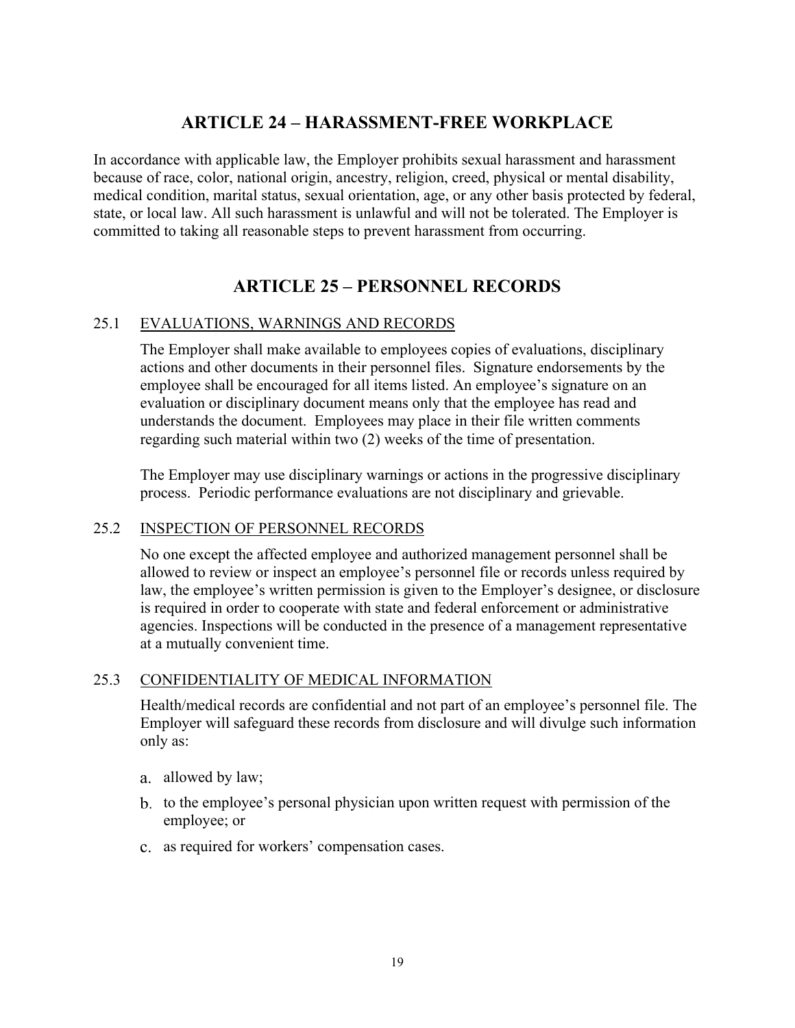## ARTICLE 24 – HARASSMENT-FREE WORKPLACE

In accordance with applicable law, the Employer prohibits sexual harassment and harassment because of race, color, national origin, ancestry, religion, creed, physical or mental disability, medical condition, marital status, sexual orientation, age, or any other basis protected by federal, state, or local law. All such harassment is unlawful and will not be tolerated. The Employer is committed to taking all reasonable steps to prevent harassment from occurring.

## ARTICLE 25 – PERSONNEL RECORDS

### 25.1 EVALUATIONS, WARNINGS AND RECORDS

The Employer shall make available to employees copies of evaluations, disciplinary actions and other documents in their personnel files. Signature endorsements by the employee shall be encouraged for all items listed. An employee's signature on an evaluation or disciplinary document means only that the employee has read and understands the document. Employees may place in their file written comments regarding such material within two (2) weeks of the time of presentation.

The Employer may use disciplinary warnings or actions in the progressive disciplinary process. Periodic performance evaluations are not disciplinary and grievable.

### 25.2 INSPECTION OF PERSONNEL RECORDS

No one except the affected employee and authorized management personnel shall be allowed to review or inspect an employee's personnel file or records unless required by law, the employee's written permission is given to the Employer's designee, or disclosure is required in order to cooperate with state and federal enforcement or administrative agencies. Inspections will be conducted in the presence of a management representative at a mutually convenient time.

### 25.3 CONFIDENTIALITY OF MEDICAL INFORMATION

Health/medical records are confidential and not part of an employee's personnel file. The Employer will safeguard these records from disclosure and will divulge such information only as:

a. allowed by law;

b. to the employee's personal physician upon written request with permission of the employee; or

c. as required for workers' compensation cases.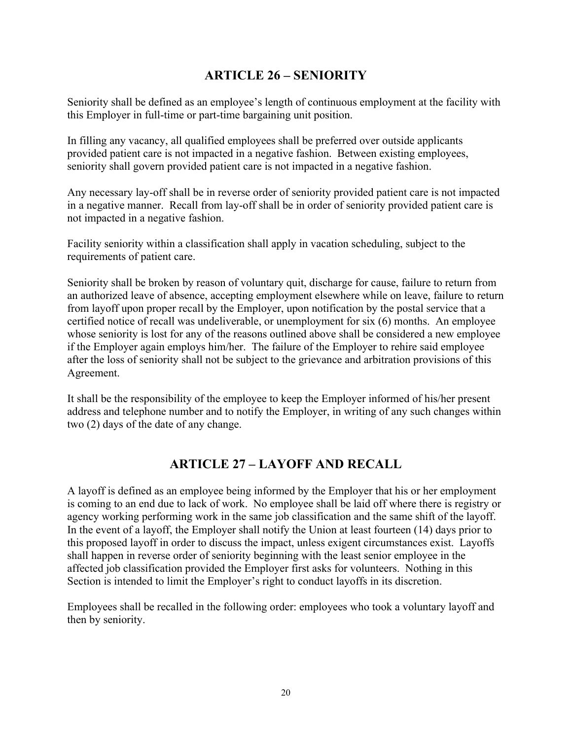## ARTICLE 26 – SENIORITY

Seniority shall be defined as an employee's length of continuous employment at the facility with this Employer in full-time or part-time bargaining unit position.

In filling any vacancy, all qualified employees shall be preferred over outside applicants provided patient care is not impacted in a negative fashion. Between existing employees, seniority shall govern provided patient care is not impacted in a negative fashion.

Any necessary lay-off shall be in reverse order of seniority provided patient care is not impacted in a negative manner. Recall from lay-off shall be in order of seniority provided patient care is not impacted in a negative fashion.

Facility seniority within a classification shall apply in vacation scheduling, subject to the requirements of patient care.

Seniority shall be broken by reason of voluntary quit, discharge for cause, failure to return from an authorized leave of absence, accepting employment elsewhere while on leave, failure to return from layoff upon proper recall by the Employer, upon notification by the postal service that a certified notice of recall was undeliverable, or unemployment for six (6) months. An employee whose seniority is lost for any of the reasons outlined above shall be considered a new employee if the Employer again employs him/her. The failure of the Employer to rehire said employee after the loss of seniority shall not be subject to the grievance and arbitration provisions of this Agreement.

It shall be the responsibility of the employee to keep the Employer informed of his/her present address and telephone number and to notify the Employer, in writing of any such changes within two (2) days of the date of any change.

## ARTICLE 27 – LAYOFF AND RECALL

A layoff is defined as an employee being informed by the Employer that his or her employment is coming to an end due to lack of work. No employee shall be laid off where there is registry or agency working performing work in the same job classification and the same shift of the layoff. In the event of a layoff, the Employer shall notify the Union at least fourteen (14) days prior to this proposed layoff in order to discuss the impact, unless exigent circumstances exist. Layoffs shall happen in reverse order of seniority beginning with the least senior employee in the affected job classification provided the Employer first asks for volunteers. Nothing in this Section is intended to limit the Employer's right to conduct layoffs in its discretion.

Employees shall be recalled in the following order: employees who took a voluntary layoff and then by seniority.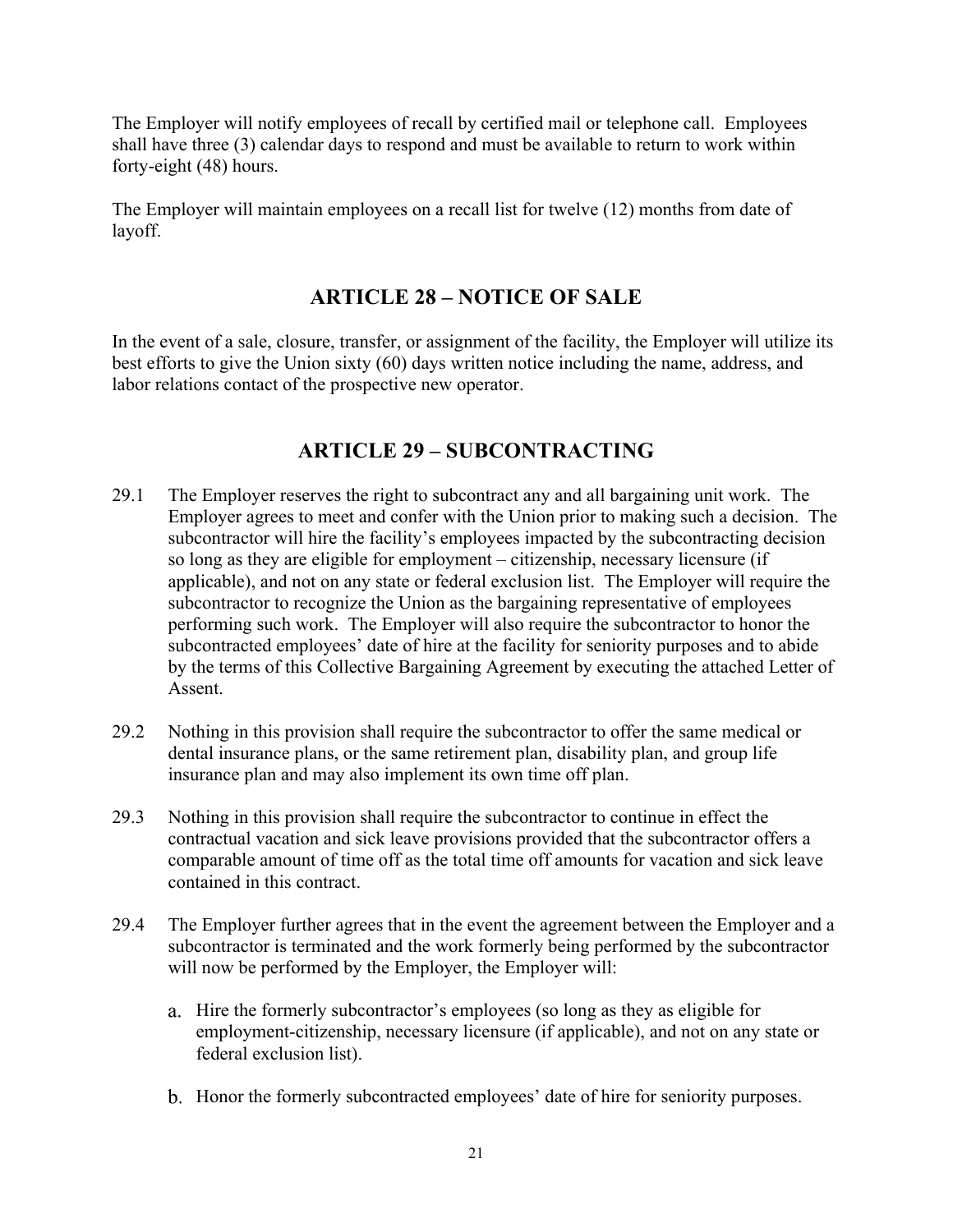The Employer will notify employees of recall by certified mail or telephone call. Employees shall have three (3) calendar days to respond and must be available to return to work within forty-eight (48) hours.

The Employer will maintain employees on a recall list for twelve (12) months from date of layoff.

## ARTICLE 28 – NOTICE OF SALE

In the event of a sale, closure, transfer, or assignment of the facility, the Employer will utilize its best efforts to give the Union sixty (60) days written notice including the name, address, and labor relations contact of the prospective new operator.

## ARTICLE 29 – SUBCONTRACTING

29.1 The Employer reserves the right to subcontract any and all bargaining unit work. The Employer agrees to meet and confer with the Union prior to making such a decision. The subcontractor will hire the facility's employees impacted by the subcontracting decision so long as they are eligible for employment – citizenship, necessary licensure (if applicable), and not on any state or federal exclusion list. The Employer will require the subcontractor to recognize the Union as the bargaining representative of employees performing such work. The Employer will also require the subcontractor to honor the subcontracted employees' date of hire at the facility for seniority purposes and to abide by the terms of this Collective Bargaining Agreement by executing the attached Letter of Assent.

29.2 Nothing in this provision shall require the subcontractor to offer the same medical or dental insurance plans, or the same retirement plan, disability plan, and group life insurance plan and may also implement its own time off plan.

29.3 Nothing in this provision shall require the subcontractor to continue in effect the contractual vacation and sick leave provisions provided that the subcontractor offers a comparable amount of time off as the total time off amounts for vacation and sick leave contained in this contract.

29.4 The Employer further agrees that in the event the agreement between the Employer and a subcontractor is terminated and the work formerly being performed by the subcontractor will now be performed by the Employer, the Employer will:

a. Hire the formerly subcontractor's employees (so long as they as eligible for employment-citizenship, necessary licensure (if applicable), and not on any state or federal exclusion list).

b. Honor the formerly subcontracted employees' date of hire for seniority purposes.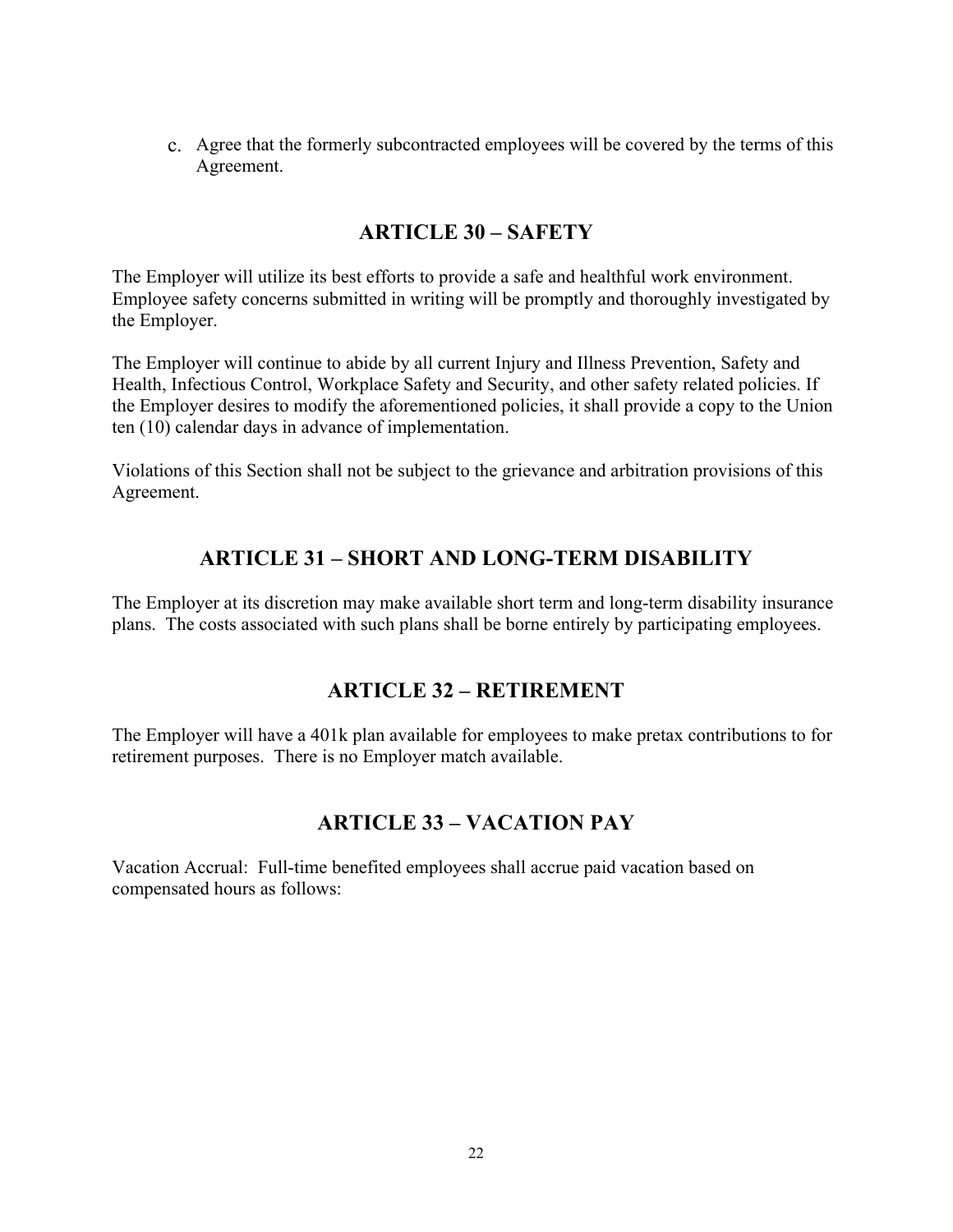c. Agree that the formerly subcontracted employees will be covered by the terms of this Agreement.

## ARTICLE 30 – SAFETY

The Employer will utilize its best efforts to provide a safe and healthful work environment. Employee safety concerns submitted in writing will be promptly and thoroughly investigated by the Employer.

The Employer will continue to abide by all current Injury and Illness Prevention, Safety and Health, Infectious Control, Workplace Safety and Security, and other safety related policies. If the Employer desires to modify the aforementioned policies, it shall provide a copy to the Union ten (10) calendar days in advance of implementation.

Violations of this Section shall not be subject to the grievance and arbitration provisions of this Agreement.

## ARTICLE 31 – SHORT AND LONG-TERM DISABILITY

The Employer at its discretion may make available short term and long-term disability insurance plans. The costs associated with such plans shall be borne entirely by participating employees.

## ARTICLE 32 – RETIREMENT

The Employer will have a 401k plan available for employees to make pretax contributions to for retirement purposes. There is no Employer match available.

## ARTICLE 33 – VACATION PAY

Vacation Accrual: Full-time benefited employees shall accrue paid vacation based on compensated hours as follows: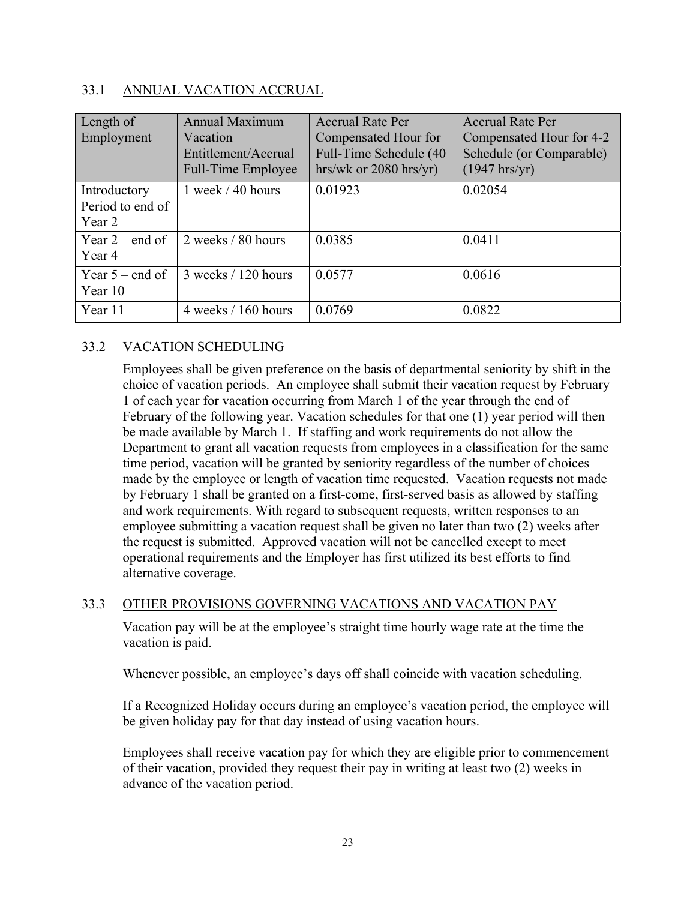## 33.1 ANNUAL VACATION ACCRUAL

| Length of Employment | Annual Maximum Vacation Entitlement/Accrual Full-Time Employee | Accrual Rate Per Compensated Hour for Full-Time Schedule (40 hrs/wk or 2080 hrs/yr) | Accrual Rate Per Compensated Hour for 4-2 Schedule (or Comparable) (1947 hrs/yr) |
|---|---|---|---|
| Introductory Period to end of Year 2 | 1 week / 40 hours | 0.01923 | 0.02054 |
| Year 2 – end of Year 4 | 2 weeks / 80 hours | 0.0385 | 0.0411 |
| Year 5 – end of Year 10 | 3 weeks / 120 hours | 0.0577 | 0.0616 |
| Year 11 | 4 weeks / 160 hours | 0.0769 | 0.0822 |

## 33.2 VACATION SCHEDULING

Employees shall be given preference on the basis of departmental seniority by shift in the choice of vacation periods. An employee shall submit their vacation request by February 1 of each year for vacation occurring from March 1 of the year through the end of February of the following year. Vacation schedules for that one (1) year period will then be made available by March 1. If staffing and work requirements do not allow the Department to grant all vacation requests from employees in a classification for the same time period, vacation will be granted by seniority regardless of the number of choices made by the employee or length of vacation time requested. Vacation requests not made by February 1 shall be granted on a first-come, first-served basis as allowed by staffing and work requirements. With regard to subsequent requests, written responses to an employee submitting a vacation request shall be given no later than two (2) weeks after the request is submitted. Approved vacation will not be cancelled except to meet operational requirements and the Employer has first utilized its best efforts to find alternative coverage.

## 33.3 OTHER PROVISIONS GOVERNING VACATIONS AND VACATION PAY

Vacation pay will be at the employee's straight time hourly wage rate at the time the vacation is paid.

Whenever possible, an employee's days off shall coincide with vacation scheduling.

If a Recognized Holiday occurs during an employee's vacation period, the employee will be given holiday pay for that day instead of using vacation hours.

Employees shall receive vacation pay for which they are eligible prior to commencement of their vacation, provided they request their pay in writing at least two (2) weeks in advance of the vacation period.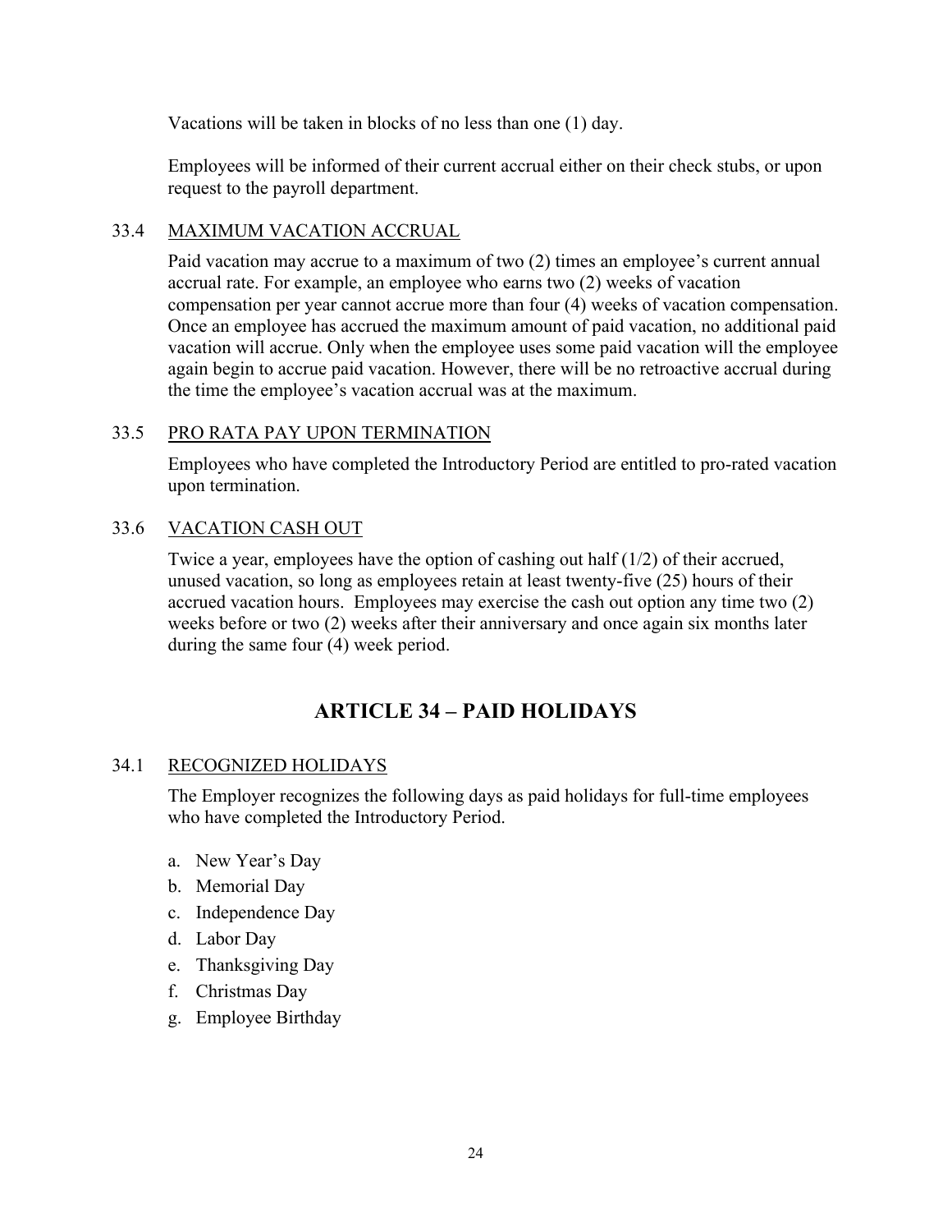Vacations will be taken in blocks of no less than one (1) day.

Employees will be informed of their current accrual either on their check stubs, or upon request to the payroll department.

### 33.4 MAXIMUM VACATION ACCRUAL

Paid vacation may accrue to a maximum of two (2) times an employee's current annual accrual rate. For example, an employee who earns two (2) weeks of vacation compensation per year cannot accrue more than four (4) weeks of vacation compensation. Once an employee has accrued the maximum amount of paid vacation, no additional paid vacation will accrue. Only when the employee uses some paid vacation will the employee again begin to accrue paid vacation. However, there will be no retroactive accrual during the time the employee's vacation accrual was at the maximum.

### 33.5 PRO RATA PAY UPON TERMINATION

Employees who have completed the Introductory Period are entitled to pro-rated vacation upon termination.

### 33.6 VACATION CASH OUT

Twice a year, employees have the option of cashing out half (1/2) of their accrued, unused vacation, so long as employees retain at least twenty-five (25) hours of their accrued vacation hours. Employees may exercise the cash out option any time two (2) weeks before or two (2) weeks after their anniversary and once again six months later during the same four (4) week period.

## ARTICLE 34 – PAID HOLIDAYS

### 34.1 RECOGNIZED HOLIDAYS

The Employer recognizes the following days as paid holidays for full-time employees who have completed the Introductory Period.

a. New Year's Day
b. Memorial Day
c. Independence Day
d. Labor Day
e. Thanksgiving Day
f. Christmas Day
g. Employee Birthday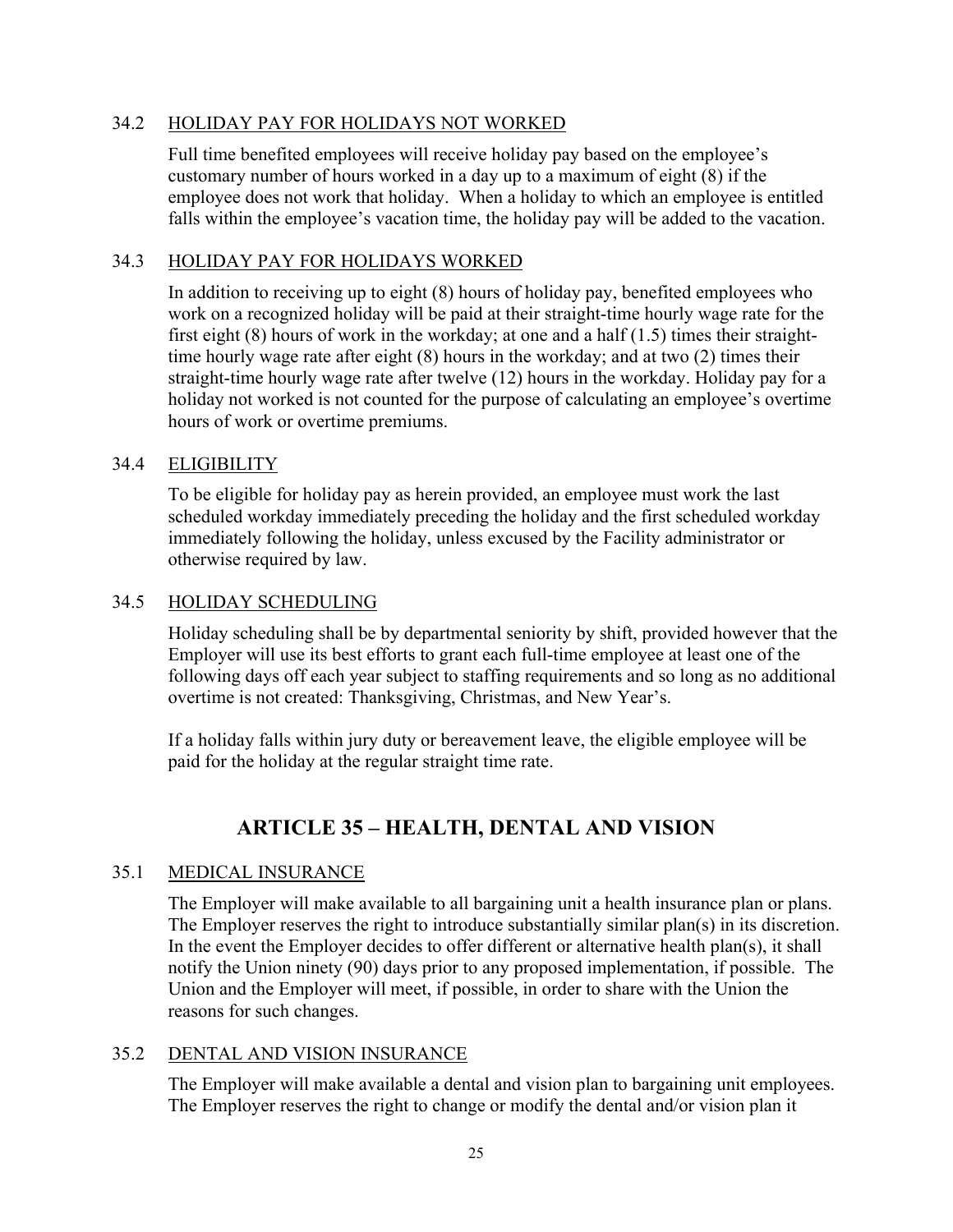### 34.2 HOLIDAY PAY FOR HOLIDAYS NOT WORKED

Full time benefited employees will receive holiday pay based on the employee's customary number of hours worked in a day up to a maximum of eight (8) if the employee does not work that holiday. When a holiday to which an employee is entitled falls within the employee's vacation time, the holiday pay will be added to the vacation.

### 34.3 HOLIDAY PAY FOR HOLIDAYS WORKED

In addition to receiving up to eight (8) hours of holiday pay, benefited employees who work on a recognized holiday will be paid at their straight-time hourly wage rate for the first eight (8) hours of work in the workday; at one and a half (1.5) times their straight-time hourly wage rate after eight (8) hours in the workday; and at two (2) times their straight-time hourly wage rate after twelve (12) hours in the workday. Holiday pay for a holiday not worked is not counted for the purpose of calculating an employee's overtime hours of work or overtime premiums.

### 34.4 ELIGIBILITY

To be eligible for holiday pay as herein provided, an employee must work the last scheduled workday immediately preceding the holiday and the first scheduled workday immediately following the holiday, unless excused by the Facility administrator or otherwise required by law.

### 34.5 HOLIDAY SCHEDULING

Holiday scheduling shall be by departmental seniority by shift, provided however that the Employer will use its best efforts to grant each full-time employee at least one of the following days off each year subject to staffing requirements and so long as no additional overtime is not created: Thanksgiving, Christmas, and New Year's.

If a holiday falls within jury duty or bereavement leave, the eligible employee will be paid for the holiday at the regular straight time rate.

## ARTICLE 35 – HEALTH, DENTAL AND VISION

### 35.1 MEDICAL INSURANCE

The Employer will make available to all bargaining unit a health insurance plan or plans. The Employer reserves the right to introduce substantially similar plan(s) in its discretion. In the event the Employer decides to offer different or alternative health plan(s), it shall notify the Union ninety (90) days prior to any proposed implementation, if possible. The Union and the Employer will meet, if possible, in order to share with the Union the reasons for such changes.

### 35.2 DENTAL AND VISION INSURANCE

The Employer will make available a dental and vision plan to bargaining unit employees. The Employer reserves the right to change or modify the dental and/or vision plan it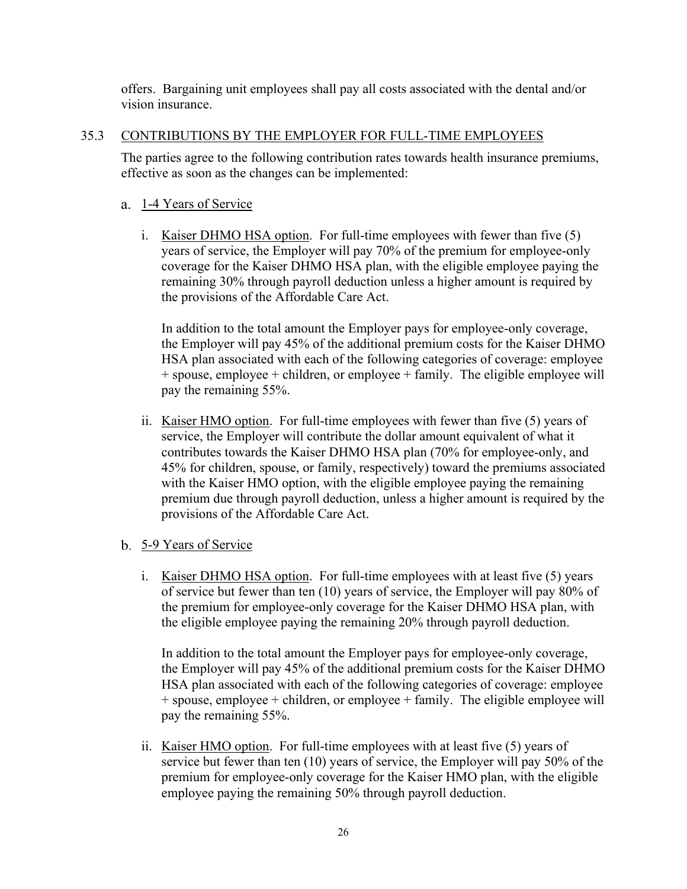offers. Bargaining unit employees shall pay all costs associated with the dental and/or vision insurance.

## 35.3 CONTRIBUTIONS BY THE EMPLOYER FOR FULL-TIME EMPLOYEES

The parties agree to the following contribution rates towards health insurance premiums, effective as soon as the changes can be implemented:

a. 1-4 Years of Service

i. Kaiser DHMO HSA option. For full-time employees with fewer than five (5) years of service, the Employer will pay 70% of the premium for employee-only coverage for the Kaiser DHMO HSA plan, with the eligible employee paying the remaining 30% through payroll deduction unless a higher amount is required by the provisions of the Affordable Care Act.

In addition to the total amount the Employer pays for employee-only coverage, the Employer will pay 45% of the additional premium costs for the Kaiser DHMO HSA plan associated with each of the following categories of coverage: employee + spouse, employee + children, or employee + family. The eligible employee will pay the remaining 55%.

ii. Kaiser HMO option. For full-time employees with fewer than five (5) years of service, the Employer will contribute the dollar amount equivalent of what it contributes towards the Kaiser DHMO HSA plan (70% for employee-only, and 45% for children, spouse, or family, respectively) toward the premiums associated with the Kaiser HMO option, with the eligible employee paying the remaining premium due through payroll deduction, unless a higher amount is required by the provisions of the Affordable Care Act.

b. 5-9 Years of Service

i. Kaiser DHMO HSA option. For full-time employees with at least five (5) years of service but fewer than ten (10) years of service, the Employer will pay 80% of the premium for employee-only coverage for the Kaiser DHMO HSA plan, with the eligible employee paying the remaining 20% through payroll deduction.

In addition to the total amount the Employer pays for employee-only coverage, the Employer will pay 45% of the additional premium costs for the Kaiser DHMO HSA plan associated with each of the following categories of coverage: employee + spouse, employee + children, or employee + family. The eligible employee will pay the remaining 55%.

ii. Kaiser HMO option. For full-time employees with at least five (5) years of service but fewer than ten (10) years of service, the Employer will pay 50% of the premium for employee-only coverage for the Kaiser HMO plan, with the eligible employee paying the remaining 50% through payroll deduction.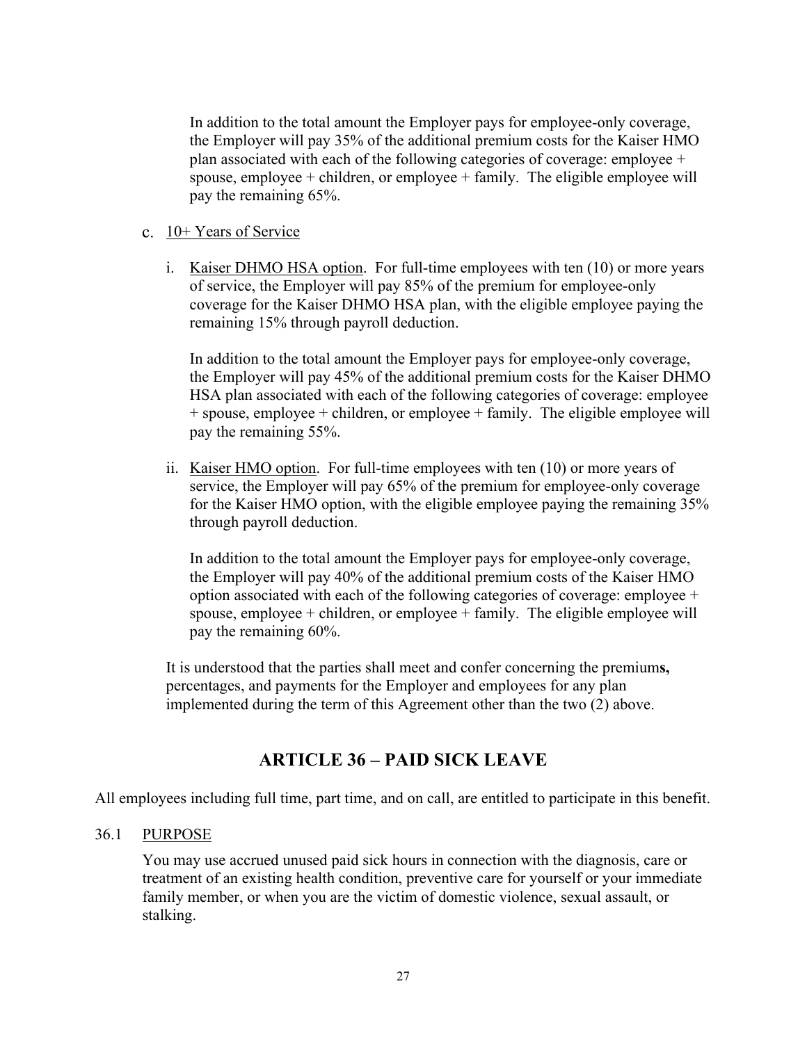In addition to the total amount the Employer pays for employee-only coverage, the Employer will pay 35% of the additional premium costs for the Kaiser HMO plan associated with each of the following categories of coverage: employee + spouse, employee + children, or employee + family. The eligible employee will pay the remaining 65%.

c. <u>10+ Years of Service</u>

   i. <u>Kaiser DHMO HSA option</u>. For full-time employees with ten (10) or more years of service, the Employer will pay 85% of the premium for employee-only coverage for the Kaiser DHMO HSA plan, with the eligible employee paying the remaining 15% through payroll deduction.

   In addition to the total amount the Employer pays for employee-only coverage, the Employer will pay 45% of the additional premium costs for the Kaiser DHMO HSA plan associated with each of the following categories of coverage: employee + spouse, employee + children, or employee + family. The eligible employee will pay the remaining 55%.

   ii. <u>Kaiser HMO option</u>. For full-time employees with ten (10) or more years of service, the Employer will pay 65% of the premium for employee-only coverage for the Kaiser HMO option, with the eligible employee paying the remaining 35% through payroll deduction.

   In addition to the total amount the Employer pays for employee-only coverage, the Employer will pay 40% of the additional premium costs of the Kaiser HMO option associated with each of the following categories of coverage: employee + spouse, employee + children, or employee + family. The eligible employee will pay the remaining 60%.

It is understood that the parties shall meet and confer concerning the premium**s,** percentages, and payments for the Employer and employees for any plan implemented during the term of this Agreement other than the two (2) above.

## ARTICLE 36 – PAID SICK LEAVE

All employees including full time, part time, and on call, are entitled to participate in this benefit.

36.1 <u>PURPOSE</u>

You may use accrued unused paid sick hours in connection with the diagnosis, care or treatment of an existing health condition, preventive care for yourself or your immediate family member, or when you are the victim of domestic violence, sexual assault, or stalking.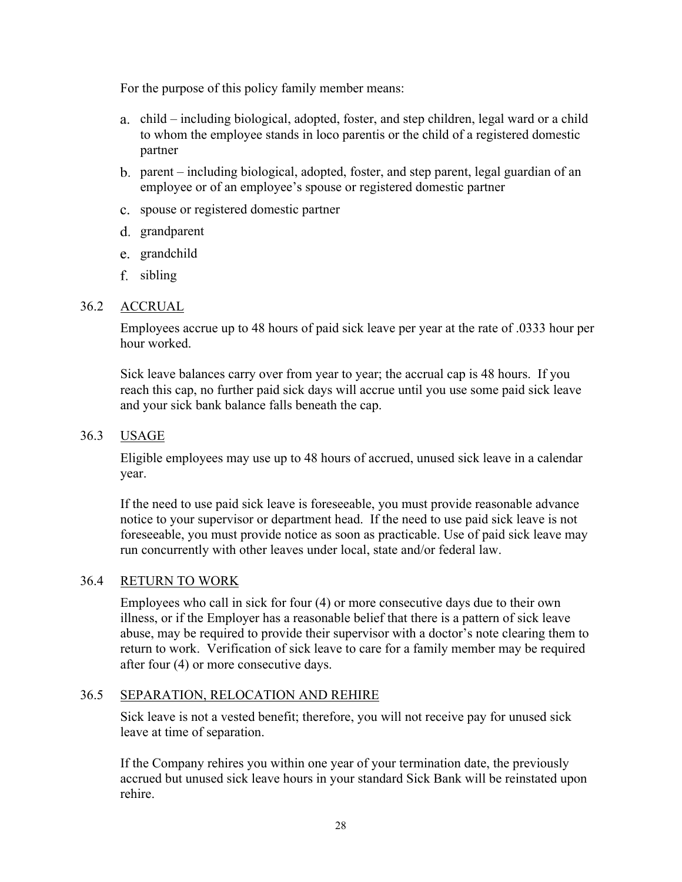For the purpose of this policy family member means:

a. child – including biological, adopted, foster, and step children, legal ward or a child to whom the employee stands in loco parentis or the child of a registered domestic partner
b. parent – including biological, adopted, foster, and step parent, legal guardian of an employee or of an employee's spouse or registered domestic partner
c. spouse or registered domestic partner
d. grandparent
e. grandchild
f. sibling

### 36.2 ACCRUAL

Employees accrue up to 48 hours of paid sick leave per year at the rate of .0333 hour per hour worked.

Sick leave balances carry over from year to year; the accrual cap is 48 hours. If you reach this cap, no further paid sick days will accrue until you use some paid sick leave and your sick bank balance falls beneath the cap.

### 36.3 USAGE

Eligible employees may use up to 48 hours of accrued, unused sick leave in a calendar year.

If the need to use paid sick leave is foreseeable, you must provide reasonable advance notice to your supervisor or department head. If the need to use paid sick leave is not foreseeable, you must provide notice as soon as practicable. Use of paid sick leave may run concurrently with other leaves under local, state and/or federal law.

### 36.4 RETURN TO WORK

Employees who call in sick for four (4) or more consecutive days due to their own illness, or if the Employer has a reasonable belief that there is a pattern of sick leave abuse, may be required to provide their supervisor with a doctor's note clearing them to return to work. Verification of sick leave to care for a family member may be required after four (4) or more consecutive days.

### 36.5 SEPARATION, RELOCATION AND REHIRE

Sick leave is not a vested benefit; therefore, you will not receive pay for unused sick leave at time of separation.

If the Company rehires you within one year of your termination date, the previously accrued but unused sick leave hours in your standard Sick Bank will be reinstated upon rehire.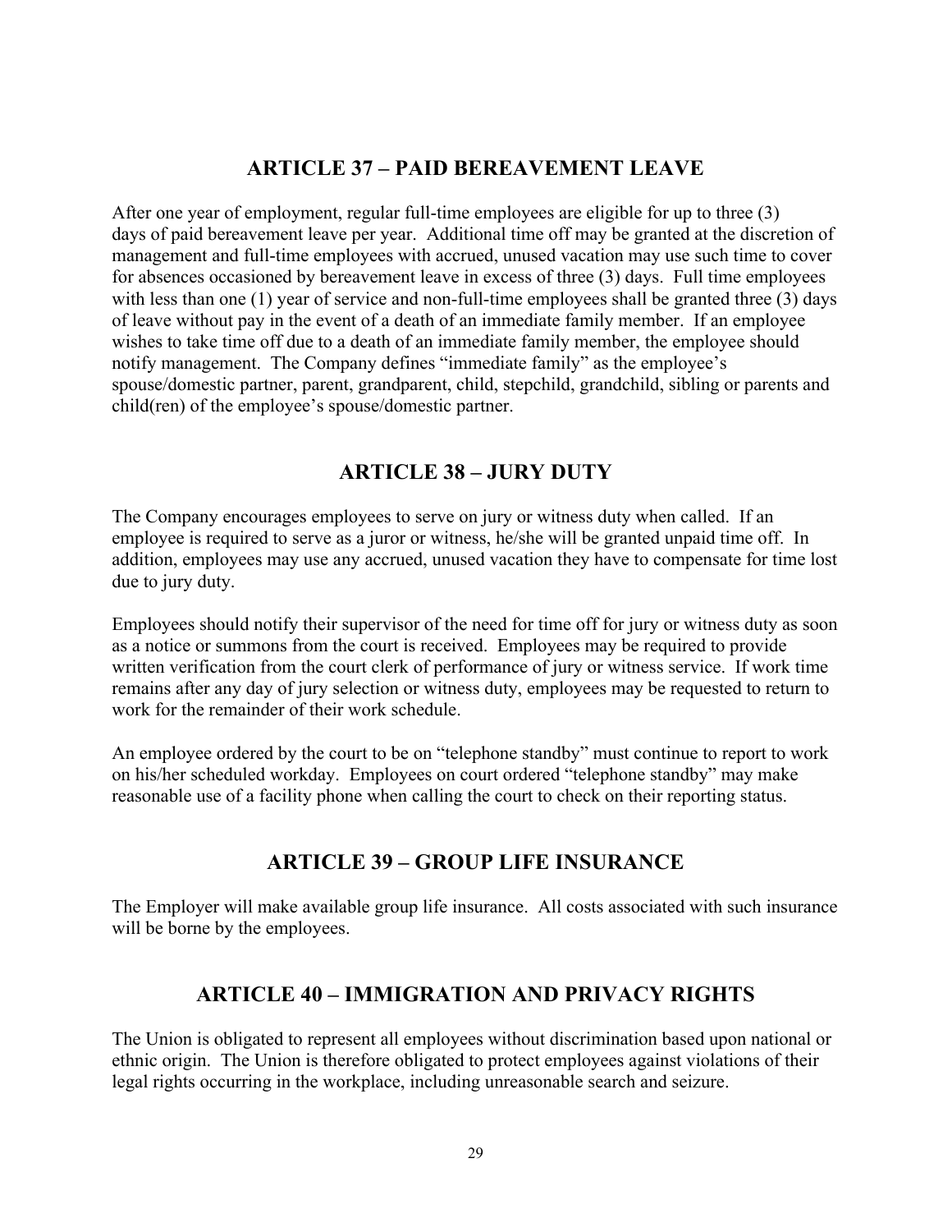## ARTICLE 37 – PAID BEREAVEMENT LEAVE

After one year of employment, regular full-time employees are eligible for up to three (3) days of paid bereavement leave per year. Additional time off may be granted at the discretion of management and full-time employees with accrued, unused vacation may use such time to cover for absences occasioned by bereavement leave in excess of three (3) days. Full time employees with less than one (1) year of service and non-full-time employees shall be granted three (3) days of leave without pay in the event of a death of an immediate family member. If an employee wishes to take time off due to a death of an immediate family member, the employee should notify management. The Company defines "immediate family" as the employee's spouse/domestic partner, parent, grandparent, child, stepchild, grandchild, sibling or parents and child(ren) of the employee's spouse/domestic partner.

## ARTICLE 38 – JURY DUTY

The Company encourages employees to serve on jury or witness duty when called. If an employee is required to serve as a juror or witness, he/she will be granted unpaid time off. In addition, employees may use any accrued, unused vacation they have to compensate for time lost due to jury duty.

Employees should notify their supervisor of the need for time off for jury or witness duty as soon as a notice or summons from the court is received. Employees may be required to provide written verification from the court clerk of performance of jury or witness service. If work time remains after any day of jury selection or witness duty, employees may be requested to return to work for the remainder of their work schedule.

An employee ordered by the court to be on "telephone standby" must continue to report to work on his/her scheduled workday. Employees on court ordered "telephone standby" may make reasonable use of a facility phone when calling the court to check on their reporting status.

## ARTICLE 39 – GROUP LIFE INSURANCE

The Employer will make available group life insurance. All costs associated with such insurance will be borne by the employees.

## ARTICLE 40 – IMMIGRATION AND PRIVACY RIGHTS

The Union is obligated to represent all employees without discrimination based upon national or ethnic origin. The Union is therefore obligated to protect employees against violations of their legal rights occurring in the workplace, including unreasonable search and seizure.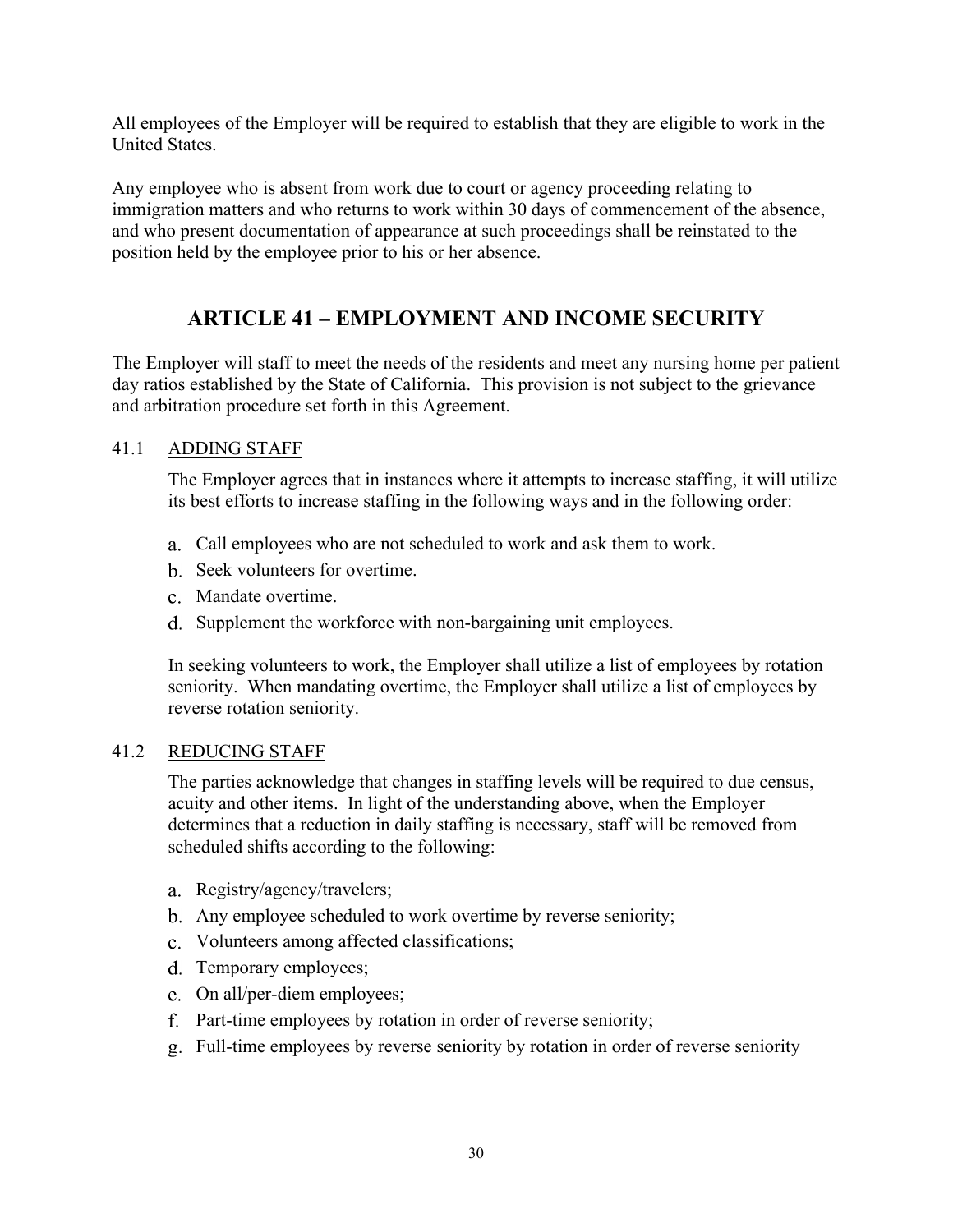All employees of the Employer will be required to establish that they are eligible to work in the United States.

Any employee who is absent from work due to court or agency proceeding relating to immigration matters and who returns to work within 30 days of commencement of the absence, and who present documentation of appearance at such proceedings shall be reinstated to the position held by the employee prior to his or her absence.

## ARTICLE 41 – EMPLOYMENT AND INCOME SECURITY

The Employer will staff to meet the needs of the residents and meet any nursing home per patient day ratios established by the State of California. This provision is not subject to the grievance and arbitration procedure set forth in this Agreement.

### 41.1 ADDING STAFF

The Employer agrees that in instances where it attempts to increase staffing, it will utilize its best efforts to increase staffing in the following ways and in the following order:

a. Call employees who are not scheduled to work and ask them to work.
b. Seek volunteers for overtime.
c. Mandate overtime.
d. Supplement the workforce with non-bargaining unit employees.

In seeking volunteers to work, the Employer shall utilize a list of employees by rotation seniority. When mandating overtime, the Employer shall utilize a list of employees by reverse rotation seniority.

### 41.2 REDUCING STAFF

The parties acknowledge that changes in staffing levels will be required to due census, acuity and other items. In light of the understanding above, when the Employer determines that a reduction in daily staffing is necessary, staff will be removed from scheduled shifts according to the following:

a. Registry/agency/travelers;
b. Any employee scheduled to work overtime by reverse seniority;
c. Volunteers among affected classifications;
d. Temporary employees;
e. On all/per-diem employees;
f. Part-time employees by rotation in order of reverse seniority;
g. Full-time employees by reverse seniority by rotation in order of reverse seniority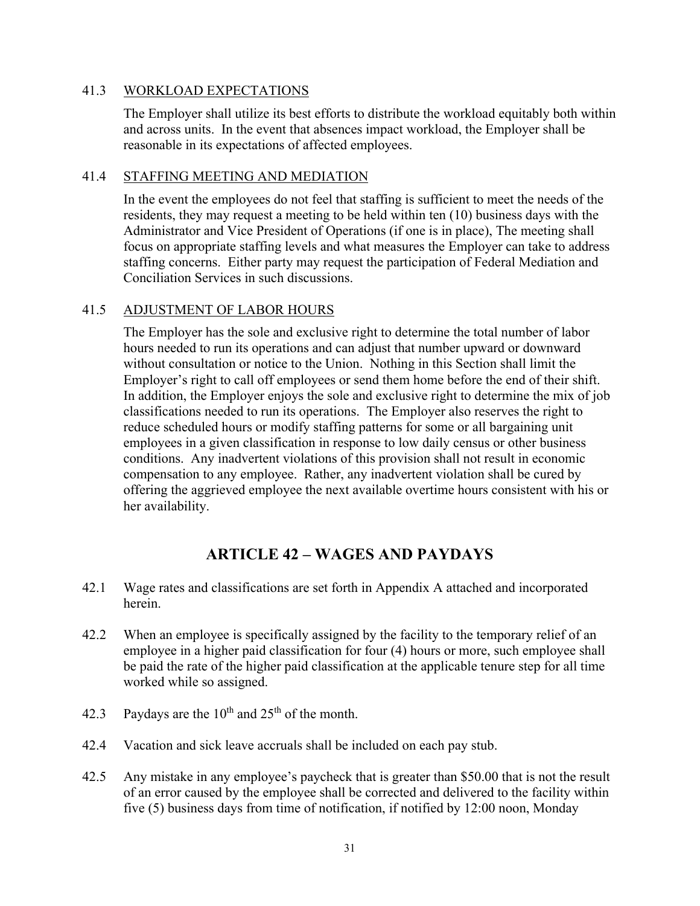41.3 WORKLOAD EXPECTATIONS

The Employer shall utilize its best efforts to distribute the workload equitably both within and across units. In the event that absences impact workload, the Employer shall be reasonable in its expectations of affected employees.

41.4 STAFFING MEETING AND MEDIATION

In the event the employees do not feel that staffing is sufficient to meet the needs of the residents, they may request a meeting to be held within ten (10) business days with the Administrator and Vice President of Operations (if one is in place), The meeting shall focus on appropriate staffing levels and what measures the Employer can take to address staffing concerns. Either party may request the participation of Federal Mediation and Conciliation Services in such discussions.

41.5 ADJUSTMENT OF LABOR HOURS

The Employer has the sole and exclusive right to determine the total number of labor hours needed to run its operations and can adjust that number upward or downward without consultation or notice to the Union. Nothing in this Section shall limit the Employer's right to call off employees or send them home before the end of their shift. In addition, the Employer enjoys the sole and exclusive right to determine the mix of job classifications needed to run its operations. The Employer also reserves the right to reduce scheduled hours or modify staffing patterns for some or all bargaining unit employees in a given classification in response to low daily census or other business conditions. Any inadvertent violations of this provision shall not result in economic compensation to any employee. Rather, any inadvertent violation shall be cured by offering the aggrieved employee the next available overtime hours consistent with his or her availability.

## ARTICLE 42 – WAGES AND PAYDAYS

42.1 Wage rates and classifications are set forth in Appendix A attached and incorporated herein.

42.2 When an employee is specifically assigned by the facility to the temporary relief of an employee in a higher paid classification for four (4) hours or more, such employee shall be paid the rate of the higher paid classification at the applicable tenure step for all time worked while so assigned.

42.3 Paydays are the 10th and 25th of the month.

42.4 Vacation and sick leave accruals shall be included on each pay stub.

42.5 Any mistake in any employee's paycheck that is greater than $50.00 that is not the result of an error caused by the employee shall be corrected and delivered to the facility within five (5) business days from time of notification, if notified by 12:00 noon, Monday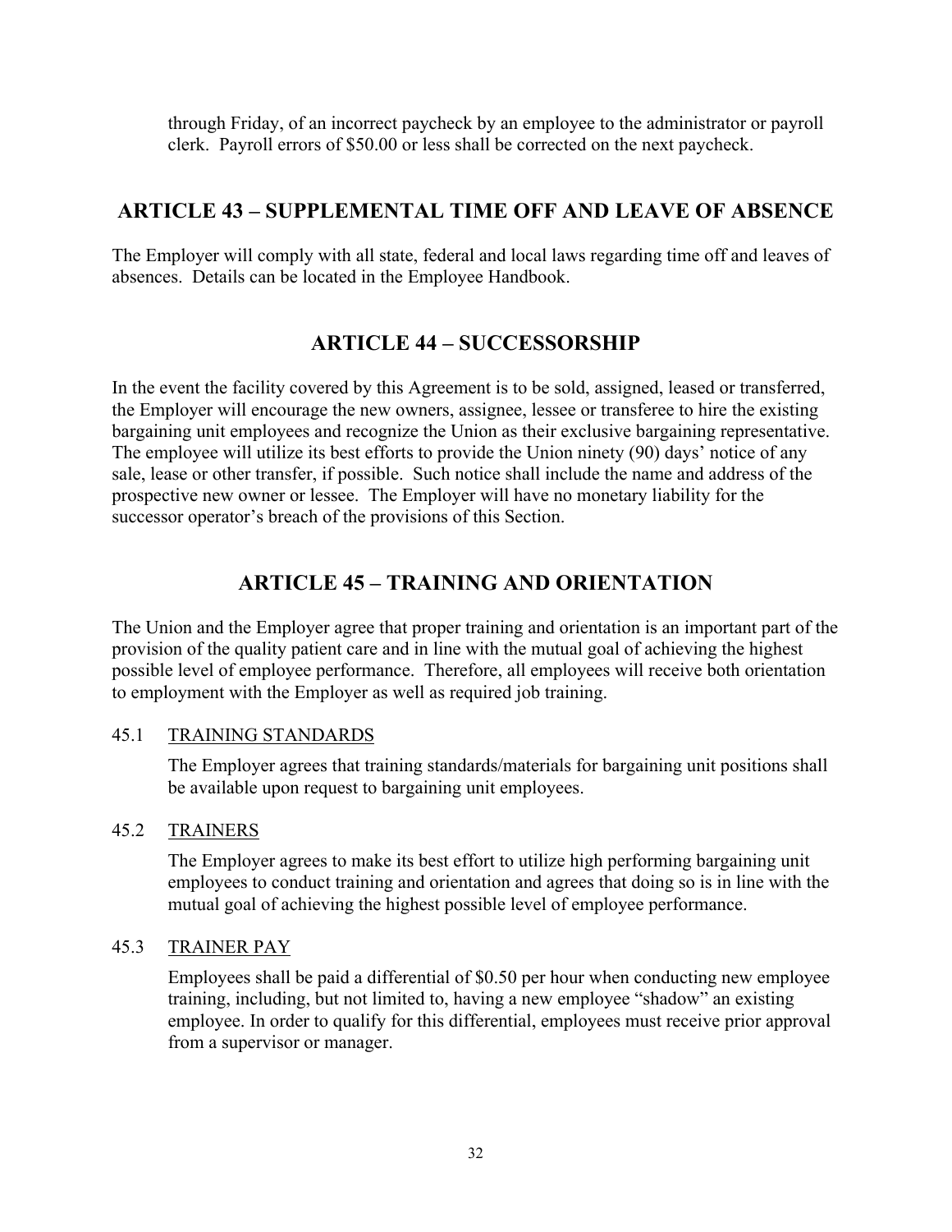through Friday, of an incorrect paycheck by an employee to the administrator or payroll clerk. Payroll errors of $50.00 or less shall be corrected on the next paycheck.

## ARTICLE 43 – SUPPLEMENTAL TIME OFF AND LEAVE OF ABSENCE

The Employer will comply with all state, federal and local laws regarding time off and leaves of absences. Details can be located in the Employee Handbook.

## ARTICLE 44 – SUCCESSORSHIP

In the event the facility covered by this Agreement is to be sold, assigned, leased or transferred, the Employer will encourage the new owners, assignee, lessee or transferee to hire the existing bargaining unit employees and recognize the Union as their exclusive bargaining representative. The employee will utilize its best efforts to provide the Union ninety (90) days' notice of any sale, lease or other transfer, if possible. Such notice shall include the name and address of the prospective new owner or lessee. The Employer will have no monetary liability for the successor operator's breach of the provisions of this Section.

## ARTICLE 45 – TRAINING AND ORIENTATION

The Union and the Employer agree that proper training and orientation is an important part of the provision of the quality patient care and in line with the mutual goal of achieving the highest possible level of employee performance. Therefore, all employees will receive both orientation to employment with the Employer as well as required job training.

### 45.1 TRAINING STANDARDS

The Employer agrees that training standards/materials for bargaining unit positions shall be available upon request to bargaining unit employees.

### 45.2 TRAINERS

The Employer agrees to make its best effort to utilize high performing bargaining unit employees to conduct training and orientation and agrees that doing so is in line with the mutual goal of achieving the highest possible level of employee performance.

### 45.3 TRAINER PAY

Employees shall be paid a differential of $0.50 per hour when conducting new employee training, including, but not limited to, having a new employee "shadow" an existing employee. In order to qualify for this differential, employees must receive prior approval from a supervisor or manager.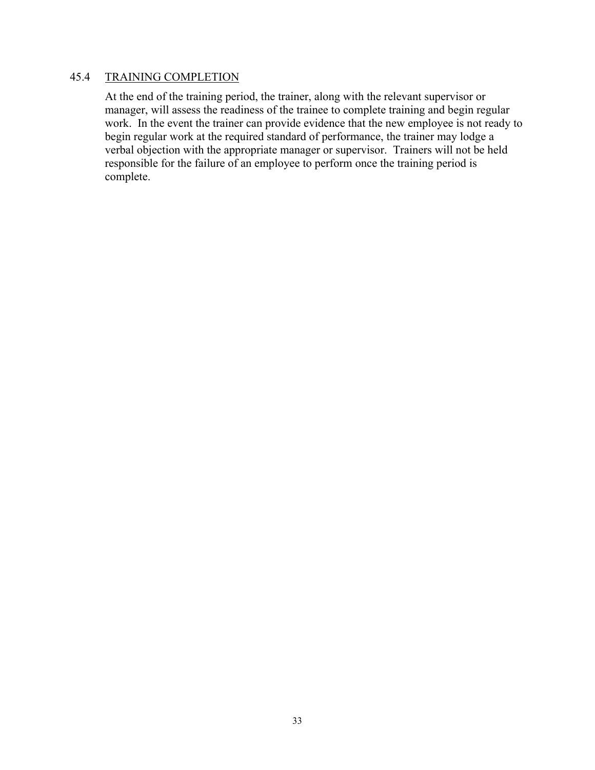### 45.4 TRAINING COMPLETION

At the end of the training period, the trainer, along with the relevant supervisor or manager, will assess the readiness of the trainee to complete training and begin regular work. In the event the trainer can provide evidence that the new employee is not ready to begin regular work at the required standard of performance, the trainer may lodge a verbal objection with the appropriate manager or supervisor. Trainers will not be held responsible for the failure of an employee to perform once the training period is complete.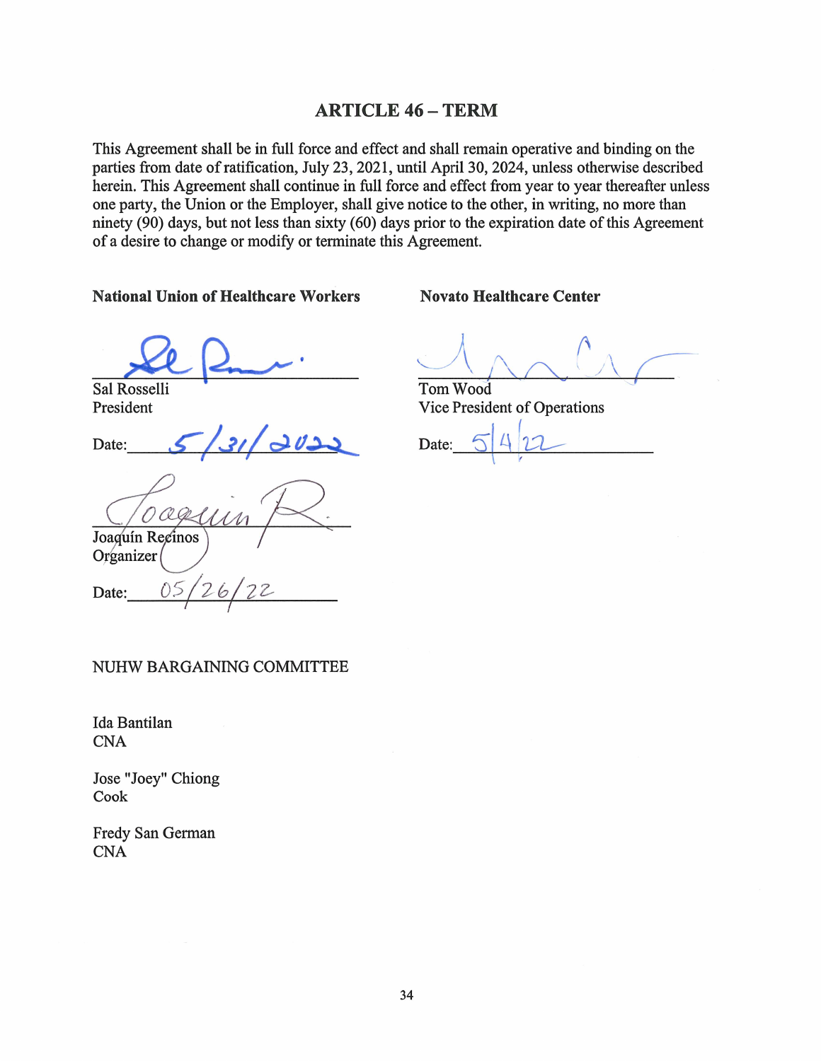## ARTICLE 46 – TERM

This Agreement shall be in full force and effect and shall remain operative and binding on the parties from date of ratification, July 23, 2021, until April 30, 2024, unless otherwise described herein. This Agreement shall continue in full force and effect from year to year thereafter unless one party, the Union or the Employer, shall give notice to the other, in writing, no more than ninety (90) days, but not less than sixty (60) days prior to the expiration date of this Agreement of a desire to change or modify or terminate this Agreement.

**National Union of Healthcare Workers**

Sal Rosselli
President

Date: 5/31/2022

Joaquín Recinos
Organizer

Date: 05/26/22

**Novato Healthcare Center**

Tom Wood
Vice President of Operations

Date: 5/4/22

NUHW BARGAINING COMMITTEE

Ida Bantilan
CNA

Jose "Joey" Chiong
Cook

Fredy San German
CNA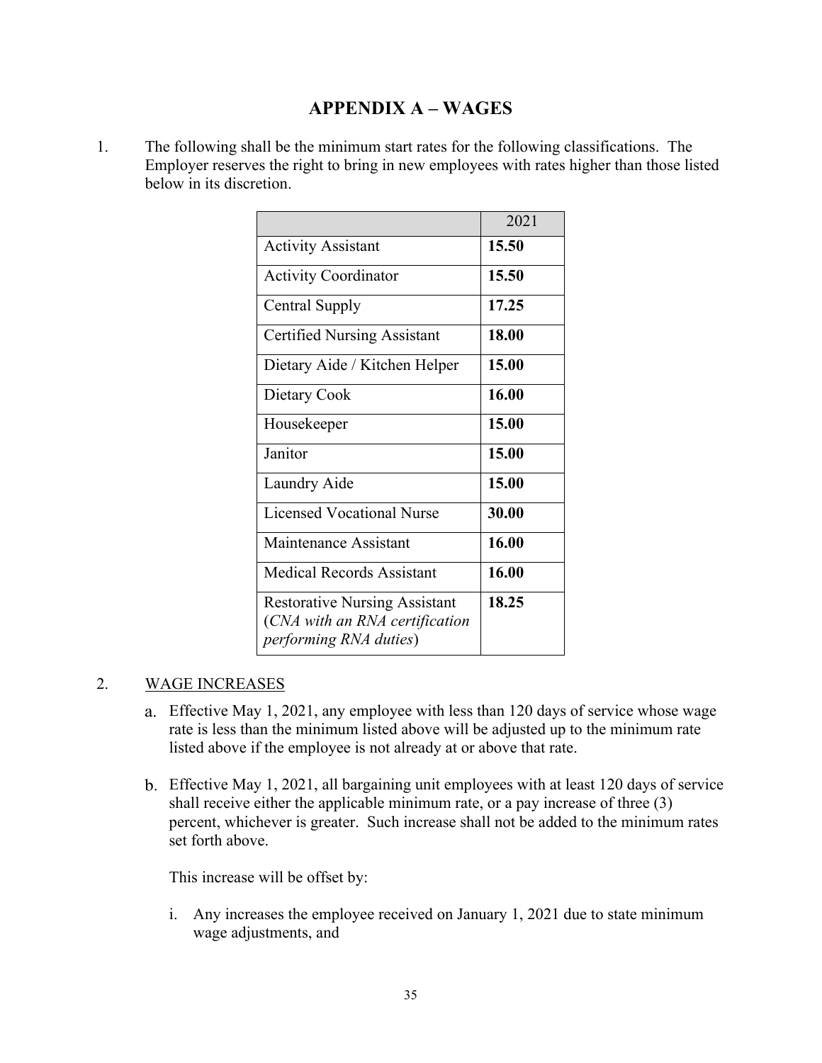# APPENDIX A – WAGES

1. The following shall be the minimum start rates for the following classifications. The Employer reserves the right to bring in new employees with rates higher than those listed below in its discretion.

| | 2021 |
|---|---|
| Activity Assistant | **15.50** |
| Activity Coordinator | **15.50** |
| Central Supply | **17.25** |
| Certified Nursing Assistant | **18.00** |
| Dietary Aide / Kitchen Helper | **15.00** |
| Dietary Cook | **16.00** |
| Housekeeper | **15.00** |
| Janitor | **15.00** |
| Laundry Aide | **15.00** |
| Licensed Vocational Nurse | **30.00** |
| Maintenance Assistant | **16.00** |
| Medical Records Assistant | **16.00** |
| Restorative Nursing Assistant (*CNA with an RNA certification performing RNA duties*) | **18.25** |

2. WAGE INCREASES

   a. Effective May 1, 2021, any employee with less than 120 days of service whose wage rate is less than the minimum listed above will be adjusted up to the minimum rate listed above if the employee is not already at or above that rate.

   b. Effective May 1, 2021, all bargaining unit employees with at least 120 days of service shall receive either the applicable minimum rate, or a pay increase of three (3) percent, whichever is greater. Such increase shall not be added to the minimum rates set forth above.

      This increase will be offset by:

      i. Any increases the employee received on January 1, 2021 due to state minimum wage adjustments, and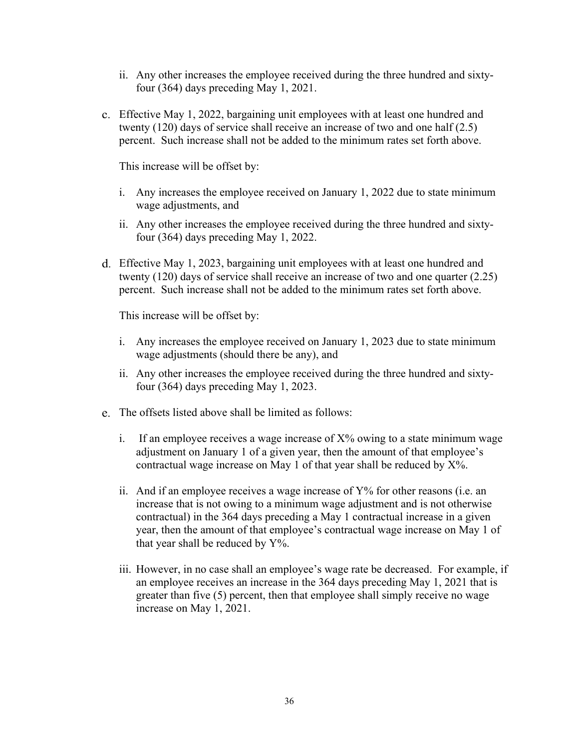ii. Any other increases the employee received during the three hundred and sixty-four (364) days preceding May 1, 2021.

c. Effective May 1, 2022, bargaining unit employees with at least one hundred and twenty (120) days of service shall receive an increase of two and one half (2.5) percent. Such increase shall not be added to the minimum rates set forth above.

   This increase will be offset by:

   i. Any increases the employee received on January 1, 2022 due to state minimum wage adjustments, and

   ii. Any other increases the employee received during the three hundred and sixty-four (364) days preceding May 1, 2022.

d. Effective May 1, 2023, bargaining unit employees with at least one hundred and twenty (120) days of service shall receive an increase of two and one quarter (2.25) percent. Such increase shall not be added to the minimum rates set forth above.

   This increase will be offset by:

   i. Any increases the employee received on January 1, 2023 due to state minimum wage adjustments (should there be any), and

   ii. Any other increases the employee received during the three hundred and sixty-four (364) days preceding May 1, 2023.

e. The offsets listed above shall be limited as follows:

   i. If an employee receives a wage increase of X% owing to a state minimum wage adjustment on January 1 of a given year, then the amount of that employee's contractual wage increase on May 1 of that year shall be reduced by X%.

   ii. And if an employee receives a wage increase of Y% for other reasons (i.e. an increase that is not owing to a minimum wage adjustment and is not otherwise contractual) in the 364 days preceding a May 1 contractual increase in a given year, then the amount of that employee's contractual wage increase on May 1 of that year shall be reduced by Y%.

   iii. However, in no case shall an employee's wage rate be decreased. For example, if an employee receives an increase in the 364 days preceding May 1, 2021 that is greater than five (5) percent, then that employee shall simply receive no wage increase on May 1, 2021.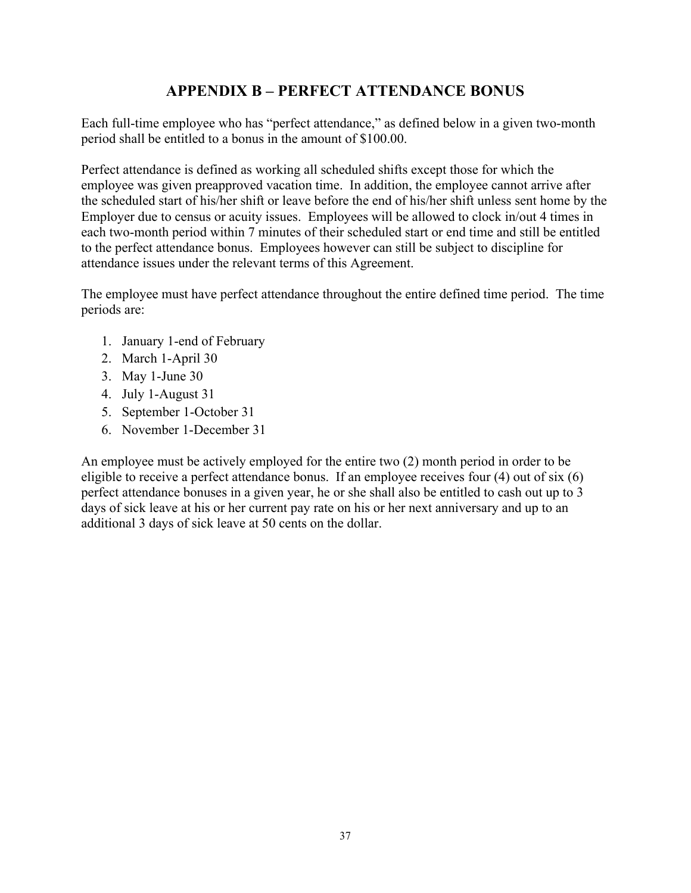# APPENDIX B – PERFECT ATTENDANCE BONUS

Each full-time employee who has "perfect attendance," as defined below in a given two-month period shall be entitled to a bonus in the amount of $100.00.

Perfect attendance is defined as working all scheduled shifts except those for which the employee was given preapproved vacation time. In addition, the employee cannot arrive after the scheduled start of his/her shift or leave before the end of his/her shift unless sent home by the Employer due to census or acuity issues. Employees will be allowed to clock in/out 4 times in each two-month period within 7 minutes of their scheduled start or end time and still be entitled to the perfect attendance bonus. Employees however can still be subject to discipline for attendance issues under the relevant terms of this Agreement.

The employee must have perfect attendance throughout the entire defined time period. The time periods are:

1. January 1-end of February
2. March 1-April 30
3. May 1-June 30
4. July 1-August 31
5. September 1-October 31
6. November 1-December 31

An employee must be actively employed for the entire two (2) month period in order to be eligible to receive a perfect attendance bonus. If an employee receives four (4) out of six (6) perfect attendance bonuses in a given year, he or she shall also be entitled to cash out up to 3 days of sick leave at his or her current pay rate on his or her next anniversary and up to an additional 3 days of sick leave at 50 cents on the dollar.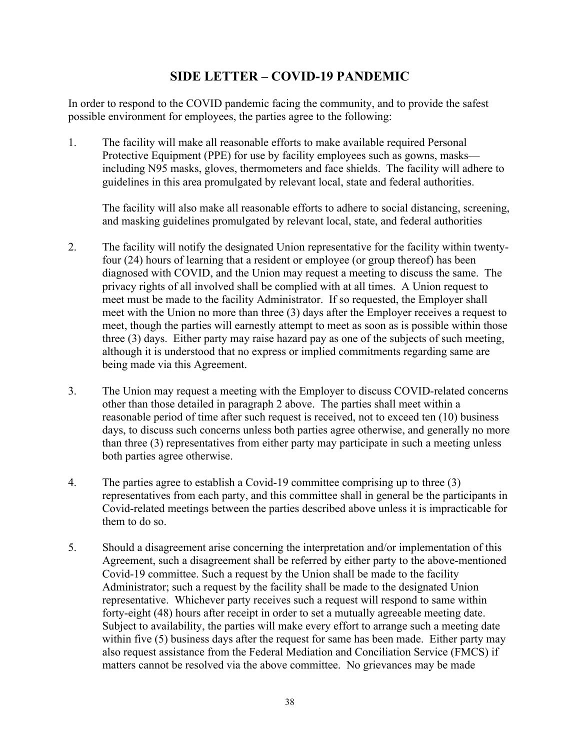## SIDE LETTER – COVID-19 PANDEMIC

In order to respond to the COVID pandemic facing the community, and to provide the safest possible environment for employees, the parties agree to the following:

1. The facility will make all reasonable efforts to make available required Personal Protective Equipment (PPE) for use by facility employees such as gowns, masks—including N95 masks, gloves, thermometers and face shields. The facility will adhere to guidelines in this area promulgated by relevant local, state and federal authorities.

   The facility will also make all reasonable efforts to adhere to social distancing, screening, and masking guidelines promulgated by relevant local, state, and federal authorities

2. The facility will notify the designated Union representative for the facility within twenty-four (24) hours of learning that a resident or employee (or group thereof) has been diagnosed with COVID, and the Union may request a meeting to discuss the same. The privacy rights of all involved shall be complied with at all times. A Union request to meet must be made to the facility Administrator. If so requested, the Employer shall meet with the Union no more than three (3) days after the Employer receives a request to meet, though the parties will earnestly attempt to meet as soon as is possible within those three (3) days. Either party may raise hazard pay as one of the subjects of such meeting, although it is understood that no express or implied commitments regarding same are being made via this Agreement.

3. The Union may request a meeting with the Employer to discuss COVID-related concerns other than those detailed in paragraph 2 above. The parties shall meet within a reasonable period of time after such request is received, not to exceed ten (10) business days, to discuss such concerns unless both parties agree otherwise, and generally no more than three (3) representatives from either party may participate in such a meeting unless both parties agree otherwise.

4. The parties agree to establish a Covid-19 committee comprising up to three (3) representatives from each party, and this committee shall in general be the participants in Covid-related meetings between the parties described above unless it is impracticable for them to do so.

5. Should a disagreement arise concerning the interpretation and/or implementation of this Agreement, such a disagreement shall be referred by either party to the above-mentioned Covid-19 committee. Such a request by the Union shall be made to the facility Administrator; such a request by the facility shall be made to the designated Union representative. Whichever party receives such a request will respond to same within forty-eight (48) hours after receipt in order to set a mutually agreeable meeting date. Subject to availability, the parties will make every effort to arrange such a meeting date within five (5) business days after the request for same has been made. Either party may also request assistance from the Federal Mediation and Conciliation Service (FMCS) if matters cannot be resolved via the above committee. No grievances may be made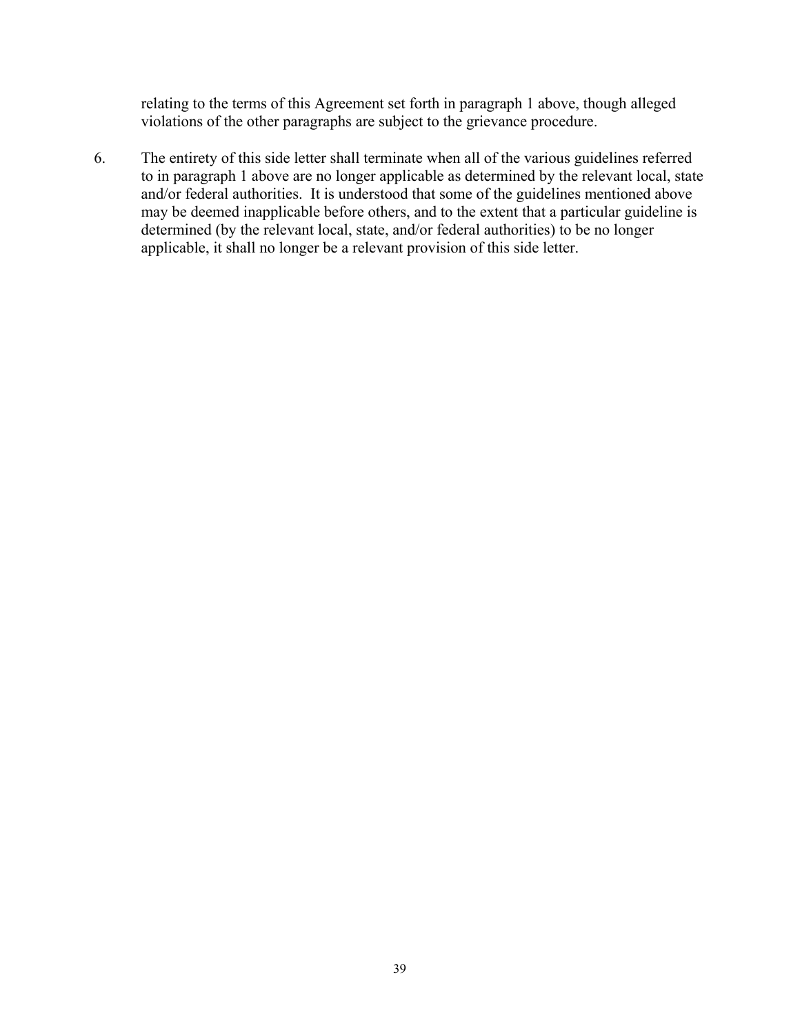relating to the terms of this Agreement set forth in paragraph 1 above, though alleged violations of the other paragraphs are subject to the grievance procedure.

6. The entirety of this side letter shall terminate when all of the various guidelines referred to in paragraph 1 above are no longer applicable as determined by the relevant local, state and/or federal authorities. It is understood that some of the guidelines mentioned above may be deemed inapplicable before others, and to the extent that a particular guideline is determined (by the relevant local, state, and/or federal authorities) to be no longer applicable, it shall no longer be a relevant provision of this side letter.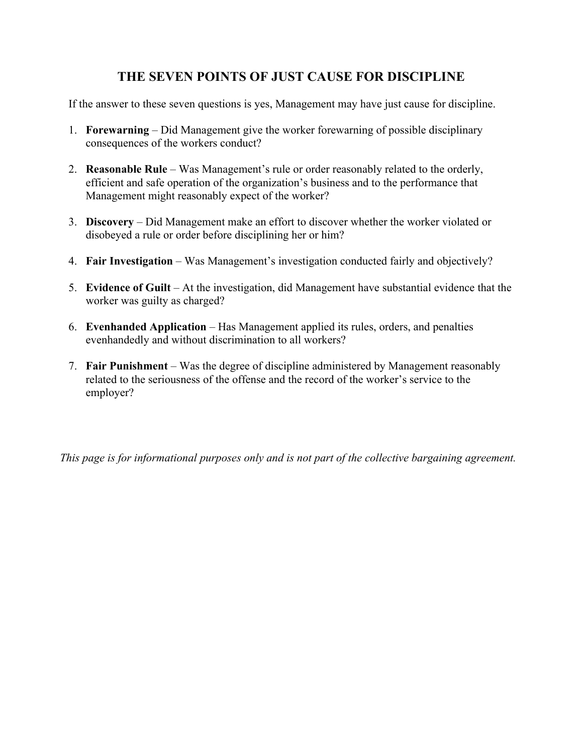# THE SEVEN POINTS OF JUST CAUSE FOR DISCIPLINE

If the answer to these seven questions is yes, Management may have just cause for discipline.

1. **Forewarning** – Did Management give the worker forewarning of possible disciplinary consequences of the workers conduct?
2. **Reasonable Rule** – Was Management's rule or order reasonably related to the orderly, efficient and safe operation of the organization's business and to the performance that Management might reasonably expect of the worker?
3. **Discovery** – Did Management make an effort to discover whether the worker violated or disobeyed a rule or order before disciplining her or him?
4. **Fair Investigation** – Was Management's investigation conducted fairly and objectively?
5. **Evidence of Guilt** – At the investigation, did Management have substantial evidence that the worker was guilty as charged?
6. **Evenhanded Application** – Has Management applied its rules, orders, and penalties evenhandedly and without discrimination to all workers?
7. **Fair Punishment** – Was the degree of discipline administered by Management reasonably related to the seriousness of the offense and the record of the worker's service to the employer?

*This page is for informational purposes only and is not part of the collective bargaining agreement.*